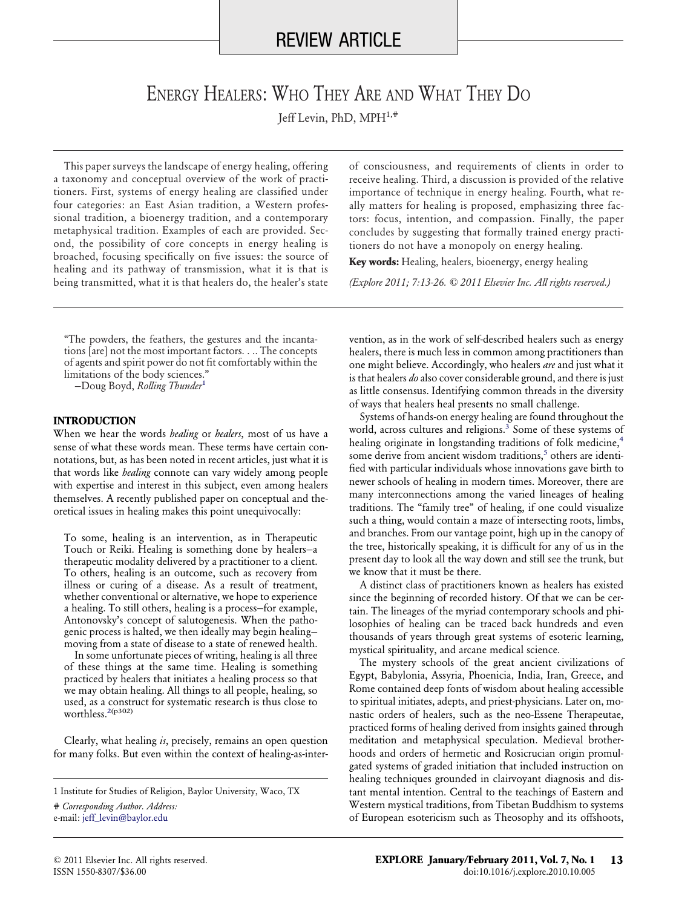REVIEW ARTICLE

# Energy Healers: Who They Are and What They Do

Jeff Levin, PhD, MPH[1,#]

This paper surveys the landscape of energy healing, offering a taxonomy and conceptual overview of the work of practitioners. First, systems of energy healing are classified under four categories: an East Asian tradition, a Western professional tradition, a bioenergy tradition, and a contemporary metaphysical tradition. Examples of each are provided. Second, the possibility of core concepts in energy healing is broached, focusing specifically on five issues: the source of healing and its pathway of transmission, what it is that is being transmitted, what it is that healers do, the healer's state of consciousness, and requirements of clients in order to receive healing. Third, a discussion is provided of the relative importance of technique in energy healing. Fourth, what really matters for healing is proposed, emphasizing three factors: focus, intention, and compassion. Finally, the paper concludes by suggesting that formally trained energy practitioners do not have a monopoly on energy healing.

**Key words:** Healing, healers, bioenergy, energy healing

*(Explore 2011; 7:13-26. © 2011 Elsevier Inc. All rights reserved.)*

> "The powders, the feathers, the gestures and the incantations [are] not the most important factors. . .. The concepts of agents and spirit power do not fit comfortably within the limitations of the body sciences."
>
> –Doug Boyd, *Rolling Thunder*[1]

## INTRODUCTION

When we hear the words *healing* or *healers*, most of us have a sense of what these words mean. These terms have certain connotations, but, as has been noted in recent articles, just what it is that words like *healing* connote can vary widely among people with expertise and interest in this subject, even among healers themselves. A recently published paper on conceptual and theoretical issues in healing makes this point unequivocally:

> To some, healing is an intervention, as in Therapeutic Touch or Reiki. Healing is something done by healers–a therapeutic modality delivered by a practitioner to a client. To others, healing is an outcome, such as recovery from illness or curing of a disease. As a result of treatment, whether conventional or alternative, we hope to experience a healing. To still others, healing is a process–for example, Antonovsky's concept of salutogenesis. When the pathogenic process is halted, we then ideally may begin healing–moving from a state of disease to a state of renewed health.
>
> In some unfortunate pieces of writing, healing is all three of these things at the same time. Healing is something practiced by healers that initiates a healing process so that we may obtain healing. All things to all people, healing, so used, as a construct for systematic research is thus close to worthless.[2(p302)]

Clearly, what healing *is*, precisely, remains an open question for many folks. But even within the context of healing-as-intervention, as in the work of self-described healers such as energy healers, there is much less in common among practitioners than one might believe. Accordingly, who healers *are* and just what it is that healers *do* also cover considerable ground, and there is just as little consensus. Identifying common threads in the diversity of ways that healers heal presents no small challenge.

Systems of hands-on energy healing are found throughout the world, across cultures and religions.[3] Some of these systems of healing originate in longstanding traditions of folk medicine,[4] some derive from ancient wisdom traditions,[5] others are identified with particular individuals whose innovations gave birth to newer schools of healing in modern times. Moreover, there are many interconnections among the varied lineages of healing traditions. The "family tree" of healing, if one could visualize such a thing, would contain a maze of intersecting roots, limbs, and branches. From our vantage point, high up in the canopy of the tree, historically speaking, it is difficult for any of us in the present day to look all the way down and still see the trunk, but we know that it must be there.

A distinct class of practitioners known as healers has existed since the beginning of recorded history. Of that we can be certain. The lineages of the myriad contemporary schools and philosophies of healing can be traced back hundreds and even thousands of years through great systems of esoteric learning, mystical spirituality, and arcane medical science.

The mystery schools of the great ancient civilizations of Egypt, Babylonia, Assyria, Phoenicia, India, Iran, Greece, and Rome contained deep fonts of wisdom about healing accessible to spiritual initiates, adepts, and priest-physicians. Later on, monastic orders of healers, such as the neo-Essene Therapeutae, practiced forms of healing derived from insights gained through meditation and metaphysical speculation. Medieval brotherhoods and orders of hermetic and Rosicrucian origin promulgated systems of graded initiation that included instruction on healing techniques grounded in clairvoyant diagnosis and distant mental intention. Central to the teachings of Eastern and Western mystical traditions, from Tibetan Buddhism to systems of European esotericism such as Theosophy and its offshoots,

1 Institute for Studies of Religion, Baylor University, Waco, TX

# *Corresponding Author. Address:*
e-mail: jeff_levin@baylor.edu

© 2011 Elsevier Inc. All rights reserved.
ISSN 1550-8307/$36.00

doi:10.1016/j.explore.2010.10.005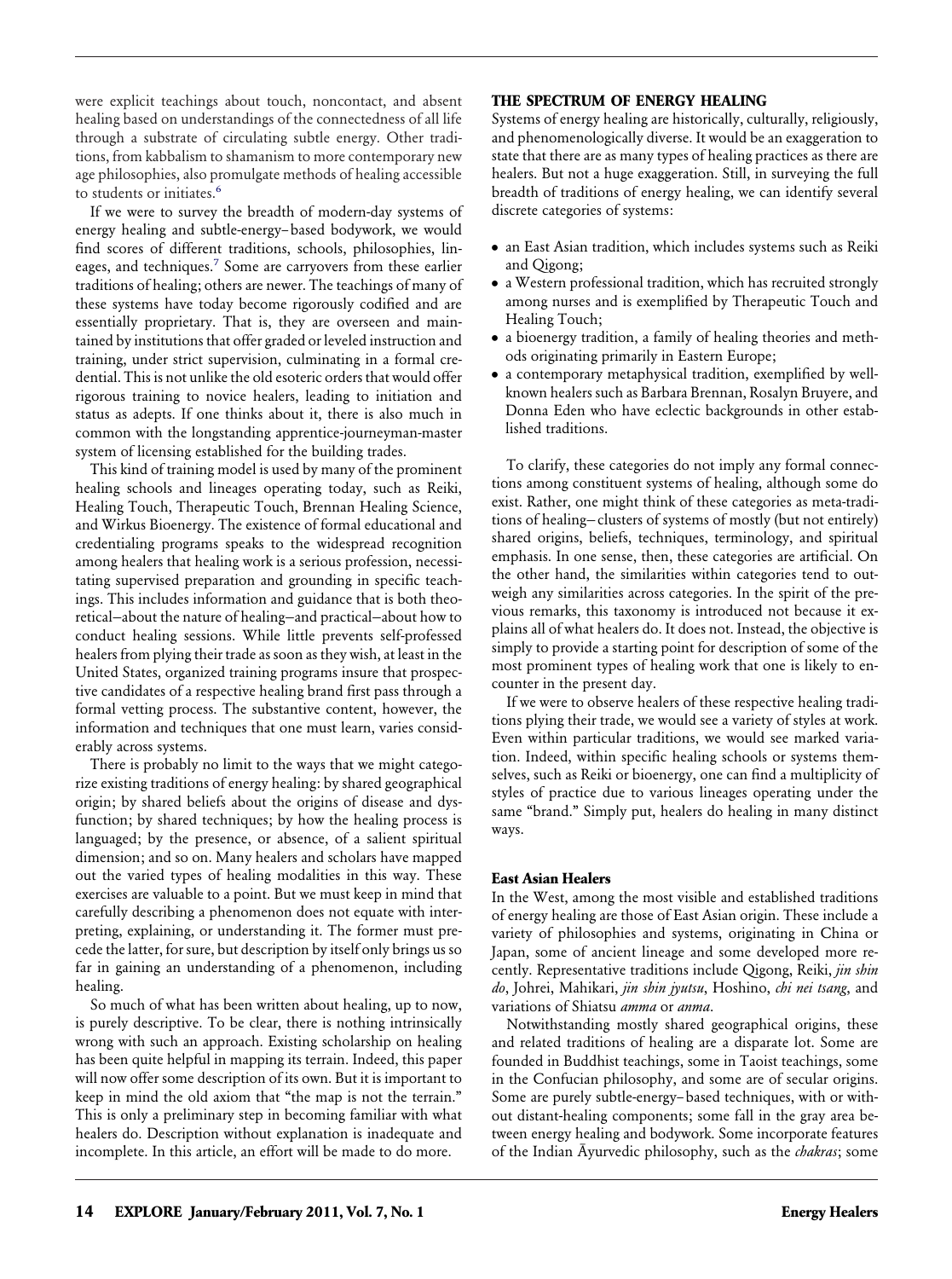were explicit teachings about touch, noncontact, and absent healing based on understandings of the connectedness of all life through a substrate of circulating subtle energy. Other traditions, from kabbalism to shamanism to more contemporary new age philosophies, also promulgate methods of healing accessible to students or initiates.[6]

If we were to survey the breadth of modern-day systems of energy healing and subtle-energy–based bodywork, we would find scores of different traditions, schools, philosophies, lineages, and techniques.[7] Some are carryovers from these earlier traditions of healing; others are newer. The teachings of many of these systems have today become rigorously codified and are essentially proprietary. That is, they are overseen and maintained by institutions that offer graded or leveled instruction and training, under strict supervision, culminating in a formal credential. This is not unlike the old esoteric orders that would offer rigorous training to novice healers, leading to initiation and status as adepts. If one thinks about it, there is also much in common with the longstanding apprentice-journeyman-master system of licensing established for the building trades.

This kind of training model is used by many of the prominent healing schools and lineages operating today, such as Reiki, Healing Touch, Therapeutic Touch, Brennan Healing Science, and Wirkus Bioenergy. The existence of formal educational and credentialing programs speaks to the widespread recognition among healers that healing work is a serious profession, necessitating supervised preparation and grounding in specific teachings. This includes information and guidance that is both theoretical—about the nature of healing—and practical—about how to conduct healing sessions. While little prevents self-professed healers from plying their trade as soon as they wish, at least in the United States, organized training programs insure that prospective candidates of a respective healing brand first pass through a formal vetting process. The substantive content, however, the information and techniques that one must learn, varies considerably across systems.

There is probably no limit to the ways that we might categorize existing traditions of energy healing: by shared geographical origin; by shared beliefs about the origins of disease and dysfunction; by shared techniques; by how the healing process is languaged; by the presence, or absence, of a salient spiritual dimension; and so on. Many healers and scholars have mapped out the varied types of healing modalities in this way. These exercises are valuable to a point. But we must keep in mind that carefully describing a phenomenon does not equate with interpreting, explaining, or understanding it. The former must precede the latter, for sure, but description by itself only brings us so far in gaining an understanding of a phenomenon, including healing.

So much of what has been written about healing, up to now, is purely descriptive. To be clear, there is nothing intrinsically wrong with such an approach. Existing scholarship on healing has been quite helpful in mapping its terrain. Indeed, this paper will now offer some description of its own. But it is important to keep in mind the old axiom that "the map is not the terrain." This is only a preliminary step in becoming familiar with what healers do. Description without explanation is inadequate and incomplete. In this article, an effort will be made to do more.

## THE SPECTRUM OF ENERGY HEALING

Systems of energy healing are historically, culturally, religiously, and phenomenologically diverse. It would be an exaggeration to state that there are as many types of healing practices as there are healers. But not a huge exaggeration. Still, in surveying the full breadth of traditions of energy healing, we can identify several discrete categories of systems:

- an East Asian tradition, which includes systems such as Reiki and Qigong;
- a Western professional tradition, which has recruited strongly among nurses and is exemplified by Therapeutic Touch and Healing Touch;
- a bioenergy tradition, a family of healing theories and methods originating primarily in Eastern Europe;
- a contemporary metaphysical tradition, exemplified by well-known healers such as Barbara Brennan, Rosalyn Bruyere, and Donna Eden who have eclectic backgrounds in other established traditions.

To clarify, these categories do not imply any formal connections among constituent systems of healing, although some do exist. Rather, one might think of these categories as meta-traditions of healing—clusters of systems of mostly (but not entirely) shared origins, beliefs, techniques, terminology, and spiritual emphasis. In one sense, then, these categories are artificial. On the other hand, the similarities within categories tend to outweigh any similarities across categories. In the spirit of the previous remarks, this taxonomy is introduced not because it explains all of what healers do. It does not. Instead, the objective is simply to provide a starting point for description of some of the most prominent types of healing work that one is likely to encounter in the present day.

If we were to observe healers of these respective healing traditions plying their trade, we would see a variety of styles at work. Even within particular traditions, we would see marked variation. Indeed, within specific healing schools or systems themselves, such as Reiki or bioenergy, one can find a multiplicity of styles of practice due to various lineages operating under the same "brand." Simply put, healers do healing in many distinct ways.

### East Asian Healers

In the West, among the most visible and established traditions of energy healing are those of East Asian origin. These include a variety of philosophies and systems, originating in China or Japan, some of ancient lineage and some developed more recently. Representative traditions include Qigong, Reiki, *jin shin do*, Johrei, Mahikari, *jin shin jyutsu*, Hoshino, *chi nei tsang*, and variations of Shiatsu *amma* or *anma*.

Notwithstanding mostly shared geographical origins, these and related traditions of healing are a disparate lot. Some are founded in Buddhist teachings, some in Taoist teachings, some in the Confucian philosophy, and some are of secular origins. Some are purely subtle-energy–based techniques, with or without distant-healing components; some fall in the gray area between energy healing and bodywork. Some incorporate features of the Indian Āyurvedic philosophy, such as the *chakras*; some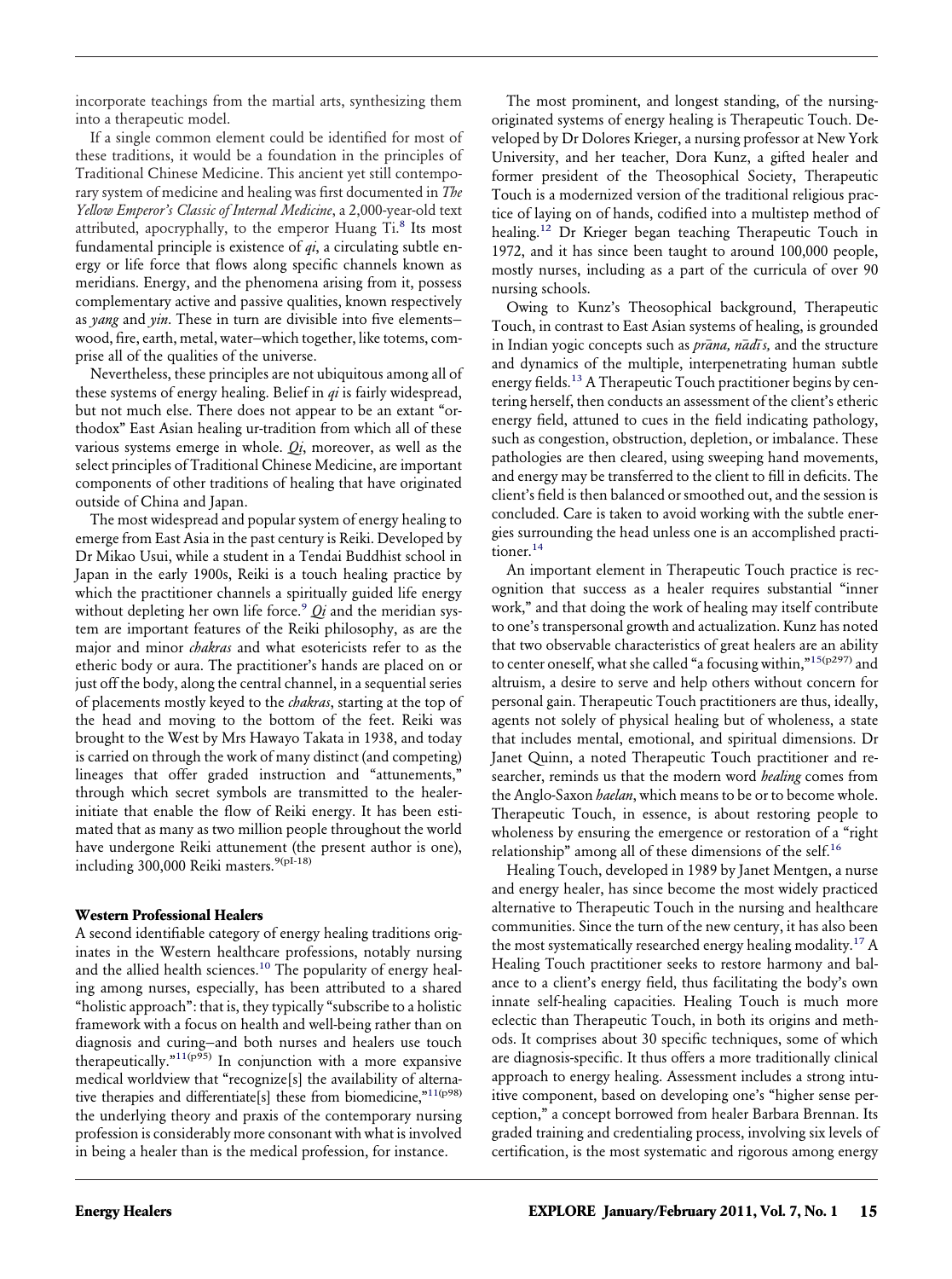incorporate teachings from the martial arts, synthesizing them into a therapeutic model.

If a single common element could be identified for most of these traditions, it would be a foundation in the principles of Traditional Chinese Medicine. This ancient yet still contemporary system of medicine and healing was first documented in *The Yellow Emperor's Classic of Internal Medicine*, a 2,000-year-old text attributed, apocryphally, to the emperor Huang Ti.[8] Its most fundamental principle is existence of *qi*, a circulating subtle energy or life force that flows along specific channels known as meridians. Energy, and the phenomena arising from it, possess complementary active and passive qualities, known respectively as *yang* and *yin*. These in turn are divisible into five elements–wood, fire, earth, metal, water–which together, like totems, comprise all of the qualities of the universe.

Nevertheless, these principles are not ubiquitous among all of these systems of energy healing. Belief in *qi* is fairly widespread, but not much else. There does not appear to be an extant "orthodox" East Asian healing ur-tradition from which all of these various systems emerge in whole. *Qi*, moreover, as well as the select principles of Traditional Chinese Medicine, are important components of other traditions of healing that have originated outside of China and Japan.

The most widespread and popular system of energy healing to emerge from East Asia in the past century is Reiki. Developed by Dr Mikao Usui, while a student in a Tendai Buddhist school in Japan in the early 1900s, Reiki is a touch healing practice by which the practitioner channels a spiritually guided life energy without depleting her own life force.[9] *Qi* and the meridian system are important features of the Reiki philosophy, as are the major and minor *chakras* and what esotericists refer to as the etheric body or aura. The practitioner's hands are placed on or just off the body, along the central channel, in a sequential series of placements mostly keyed to the *chakras*, starting at the top of the head and moving to the bottom of the feet. Reiki was brought to the West by Mrs Hawayo Takata in 1938, and today is carried on through the work of many distinct (and competing) lineages that offer graded instruction and "attunements," through which secret symbols are transmitted to the healer-initiate that enable the flow of Reiki energy. It has been estimated that as many as two million people throughout the world have undergone Reiki attunement (the present author is one), including 300,000 Reiki masters.[9(pI-18)]

#### Western Professional Healers

A second identifiable category of energy healing traditions originates in the Western healthcare professions, notably nursing and the allied health sciences.[10] The popularity of energy healing among nurses, especially, has been attributed to a shared "holistic approach": that is, they typically "subscribe to a holistic framework with a focus on health and well-being rather than on diagnosis and curing–and both nurses and healers use touch therapeutically."[11(p95)] In conjunction with a more expansive medical worldview that "recognize[s] the availability of alternative therapies and differentiate[s] these from biomedicine,"[11(p98)] the underlying theory and praxis of the contemporary nursing profession is considerably more consonant with what is involved in being a healer than is the medical profession, for instance.

The most prominent, and longest standing, of the nursing-originated systems of energy healing is Therapeutic Touch. Developed by Dr Dolores Krieger, a nursing professor at New York University, and her teacher, Dora Kunz, a gifted healer and former president of the Theosophical Society, Therapeutic Touch is a modernized version of the traditional religious practice of laying on of hands, codified into a multistep method of healing.[12] Dr Krieger began teaching Therapeutic Touch in 1972, and it has since been taught to around 100,000 people, mostly nurses, including as a part of the curricula of over 90 nursing schools.

Owing to Kunz's Theosophical background, Therapeutic Touch, in contrast to East Asian systems of healing, is grounded in Indian yogic concepts such as *prāna, nādīs,* and the structure and dynamics of the multiple, interpenetrating human subtle energy fields.[13] A Therapeutic Touch practitioner begins by centering herself, then conducts an assessment of the client's etheric energy field, attuned to cues in the field indicating pathology, such as congestion, obstruction, depletion, or imbalance. These pathologies are then cleared, using sweeping hand movements, and energy may be transferred to the client to fill in deficits. The client's field is then balanced or smoothed out, and the session is concluded. Care is taken to avoid working with the subtle energies surrounding the head unless one is an accomplished practitioner.[14]

An important element in Therapeutic Touch practice is recognition that success as a healer requires substantial "inner work," and that doing the work of healing may itself contribute to one's transpersonal growth and actualization. Kunz has noted that two observable characteristics of great healers are an ability to center oneself, what she called "a focusing within,"[15(p297)] and altruism, a desire to serve and help others without concern for personal gain. Therapeutic Touch practitioners are thus, ideally, agents not solely of physical healing but of wholeness, a state that includes mental, emotional, and spiritual dimensions. Dr Janet Quinn, a noted Therapeutic Touch practitioner and researcher, reminds us that the modern word *healing* comes from the Anglo-Saxon *haelan*, which means to be or to become whole. Therapeutic Touch, in essence, is about restoring people to wholeness by ensuring the emergence or restoration of a "right relationship" among all of these dimensions of the self.[16]

Healing Touch, developed in 1989 by Janet Mentgen, a nurse and energy healer, has since become the most widely practiced alternative to Therapeutic Touch in the nursing and healthcare communities. Since the turn of the new century, it has also been the most systematically researched energy healing modality.[17] A Healing Touch practitioner seeks to restore harmony and balance to a client's energy field, thus facilitating the body's own innate self-healing capacities. Healing Touch is much more eclectic than Therapeutic Touch, in both its origins and methods. It comprises about 30 specific techniques, some of which are diagnosis-specific. It thus offers a more traditionally clinical approach to energy healing. Assessment includes a strong intuitive component, based on developing one's "higher sense perception," a concept borrowed from healer Barbara Brennan. Its graded training and credentialing process, involving six levels of certification, is the most systematic and rigorous among energy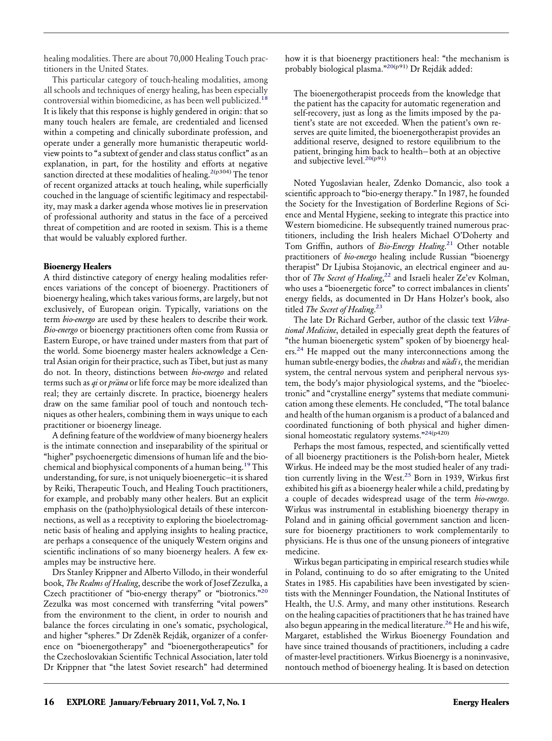healing modalities. There are about 70,000 Healing Touch practitioners in the United States.

This particular category of touch-healing modalities, among all schools and techniques of energy healing, has been especially controversial within biomedicine, as has been well publicized.[18] It is likely that this response is highly gendered in origin: that so many touch healers are female, are credentialed and licensed within a competing and clinically subordinate profession, and operate under a generally more humanistic therapeutic worldview points to "a subtext of gender and class status conflict" as an explanation, in part, for the hostility and efforts at negative sanction directed at these modalities of healing.[2(p304)] The tenor of recent organized attacks at touch healing, while superficially couched in the language of scientific legitimacy and respectability, may mask a darker agenda whose motives lie in preservation of professional authority and status in the face of a perceived threat of competition and are rooted in sexism. This is a theme that would be valuably explored further.

### Bioenergy Healers

A third distinctive category of energy healing modalities references variations of the concept of bioenergy. Practitioners of bioenergy healing, which takes various forms, are largely, but not exclusively, of European origin. Typically, variations on the term *bio-energo* are used by these healers to describe their work. *Bio-energo* or bioenergy practitioners often come from Russia or Eastern Europe, or have trained under masters from that part of the world. Some bioenergy master healers acknowledge a Central Asian origin for their practice, such as Tibet, but just as many do not. In theory, distinctions between *bio-energo* and related terms such as *qi* or *prāna* or life force may be more idealized than real; they are certainly discrete. In practice, bioenergy healers draw on the same familiar pool of touch and nontouch techniques as other healers, combining them in ways unique to each practitioner or bioenergy lineage.

A defining feature of the worldview of many bioenergy healers is the intimate connection and inseparability of the spiritual or "higher" psychoenergetic dimensions of human life and the biochemical and biophysical components of a human being.[19] This understanding, for sure, is not uniquely bioenergetic—it is shared by Reiki, Therapeutic Touch, and Healing Touch practitioners, for example, and probably many other healers. But an explicit emphasis on the (patho)physiological details of these interconnections, as well as a receptivity to exploring the bioelectromagnetic basis of healing and applying insights to healing practice, are perhaps a consequence of the uniquely Western origins and scientific inclinations of so many bioenergy healers. A few examples may be instructive here.

Drs Stanley Krippner and Alberto Villodo, in their wonderful book, *The Realms of Healing*, describe the work of Josef Zezulka, a Czech practitioner of "bio-energy therapy" or "biotronics."[20] Zezulka was most concerned with transferring "vital powers" from the environment to the client, in order to nourish and balance the forces circulating in one's somatic, psychological, and higher "spheres." Dr Zdeněk Rejdák, organizer of a conference on "bioenergotherapy" and "bioenergotherapeutics" for the Czechoslovakian Scientific Technical Association, later told Dr Krippner that "the latest Soviet research" had determined how it is that bioenergy practitioners heal: "the mechanism is probably biological plasma."[20(p91)] Dr Rejdák added:

> The bioenergotherapist proceeds from the knowledge that the patient has the capacity for automatic regeneration and self-recovery, just as long as the limits imposed by the patient's state are not exceeded. When the patient's own reserves are quite limited, the bioenergotherapist provides an additional reserve, designed to restore equilibrium to the patient, bringing him back to health—both at an objective and subjective level.[20(p91)]

Noted Yugoslavian healer, Zdenko Domancic, also took a scientific approach to "bio-energy therapy." In 1987, he founded the Society for the Investigation of Borderline Regions of Science and Mental Hygiene, seeking to integrate this practice into Western biomedicine. He subsequently trained numerous practitioners, including the Irish healers Michael O'Doherty and Tom Griffin, authors of *Bio-Energy Healing*.[21] Other notable practitioners of *bio-energo* healing include Russian "bioenergy therapist" Dr Ljubisa Stojanovic, an electrical engineer and author of *The Secret of Healing*,[22] and Israeli healer Ze'ev Kolman, who uses a "bioenergetic force" to correct imbalances in clients' energy fields, as documented in Dr Hans Holzer's book, also titled *The Secret of Healing*.[23]

The late Dr Richard Gerber, author of the classic text *Vibrational Medicine*, detailed in especially great depth the features of "the human bioenergetic system" spoken of by bioenergy healers.[24] He mapped out the many interconnections among the human subtle-energy bodies, the *chakras* and *nādīs*, the meridian system, the central nervous system and peripheral nervous system, the body's major physiological systems, and the "bioelectronic" and "crystalline energy" systems that mediate communication among these elements. He concluded, "The total balance and health of the human organism is a product of a balanced and coordinated functioning of both physical and higher dimensional homeostatic regulatory systems."[24(p420)]

Perhaps the most famous, respected, and scientifically vetted of all bioenergy practitioners is the Polish-born healer, Mietek Wirkus. He indeed may be the most studied healer of any tradition currently living in the West.[25] Born in 1939, Wirkus first exhibited his gift as a bioenergy healer while a child, predating by a couple of decades widespread usage of the term *bio-energo*. Wirkus was instrumental in establishing bioenergy therapy in Poland and in gaining official government sanction and licensure for bioenergy practitioners to work complementarily to physicians. He is thus one of the unsung pioneers of integrative medicine.

Wirkus began participating in empirical research studies while in Poland, continuing to do so after emigrating to the United States in 1985. His capabilities have been investigated by scientists with the Menninger Foundation, the National Institutes of Health, the U.S. Army, and many other institutions. Research on the healing capacities of practitioners that he has trained have also begun appearing in the medical literature.[26] He and his wife, Margaret, established the Wirkus Bioenergy Foundation and have since trained thousands of practitioners, including a cadre of master-level practitioners. Wirkus Bioenergy is a noninvasive, nontouch method of bioenergy healing. It is based on detection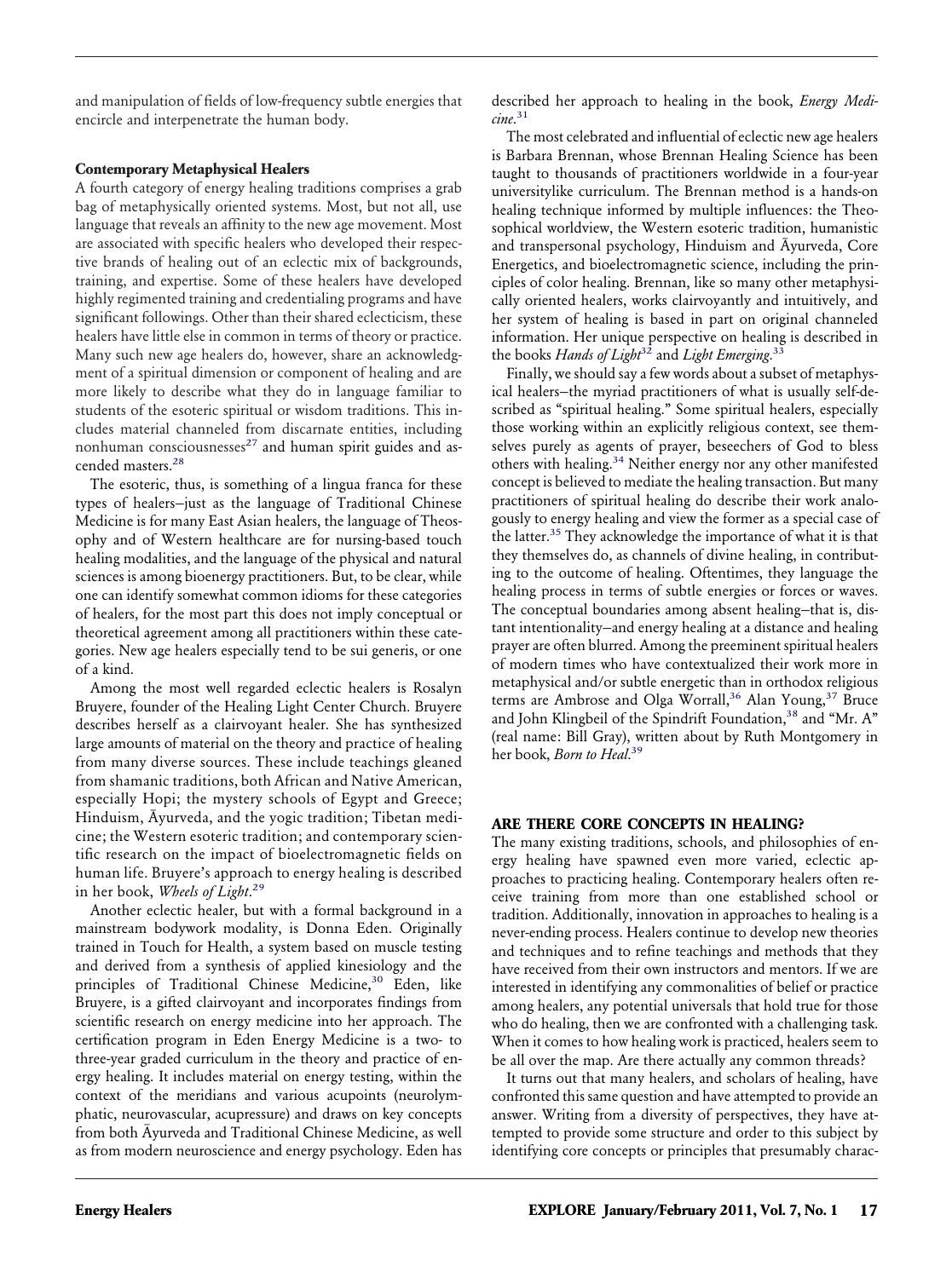and manipulation of fields of low-frequency subtle energies that encircle and interpenetrate the human body.

### Contemporary Metaphysical Healers

A fourth category of energy healing traditions comprises a grab bag of metaphysically oriented systems. Most, but not all, use language that reveals an affinity to the new age movement. Most are associated with specific healers who developed their respective brands of healing out of an eclectic mix of backgrounds, training, and expertise. Some of these healers have developed highly regimented training and credentialing programs and have significant followings. Other than their shared eclecticism, these healers have little else in common in terms of theory or practice. Many such new age healers do, however, share an acknowledgment of a spiritual dimension or component of healing and are more likely to describe what they do in language familiar to students of the esoteric spiritual or wisdom traditions. This includes material channeled from discarnate entities, including nonhuman consciousnesses[27] and human spirit guides and ascended masters.[28]

The esoteric, thus, is something of a lingua franca for these types of healers—just as the language of Traditional Chinese Medicine is for many East Asian healers, the language of Theosophy and of Western healthcare are for nursing-based touch healing modalities, and the language of the physical and natural sciences is among bioenergy practitioners. But, to be clear, while one can identify somewhat common idioms for these categories of healers, for the most part this does not imply conceptual or theoretical agreement among all practitioners within these categories. New age healers especially tend to be sui generis, or one of a kind.

Among the most well regarded eclectic healers is Rosalyn Bruyere, founder of the Healing Light Center Church. Bruyere describes herself as a clairvoyant healer. She has synthesized large amounts of material on the theory and practice of healing from many diverse sources. These include teachings gleaned from shamanic traditions, both African and Native American, especially Hopi; the mystery schools of Egypt and Greece; Hinduism, Āyurveda, and the yogic tradition; Tibetan medicine; the Western esoteric tradition; and contemporary scientific research on the impact of bioelectromagnetic fields on human life. Bruyere's approach to energy healing is described in her book, *Wheels of Light*.[29]

Another eclectic healer, but with a formal background in a mainstream bodywork modality, is Donna Eden. Originally trained in Touch for Health, a system based on muscle testing and derived from a synthesis of applied kinesiology and the principles of Traditional Chinese Medicine,[30] Eden, like Bruyere, is a gifted clairvoyant and incorporates findings from scientific research on energy medicine into her approach. The certification program in Eden Energy Medicine is a two- to three-year graded curriculum in the theory and practice of energy healing. It includes material on energy testing, within the context of the meridians and various acupoints (neurolymphatic, neurovascular, acupressure) and draws on key concepts from both Āyurveda and Traditional Chinese Medicine, as well as from modern neuroscience and energy psychology. Eden has described her approach to healing in the book, *Energy Medicine*.[31]

The most celebrated and influential of eclectic new age healers is Barbara Brennan, whose Brennan Healing Science has been taught to thousands of practitioners worldwide in a four-year universitylike curriculum. The Brennan method is a hands-on healing technique informed by multiple influences: the Theosophical worldview, the Western esoteric tradition, humanistic and transpersonal psychology, Hinduism and Āyurveda, Core Energetics, and bioelectromagnetic science, including the principles of color healing. Brennan, like so many other metaphysically oriented healers, works clairvoyantly and intuitively, and her system of healing is based in part on original channeled information. Her unique perspective on healing is described in the books *Hands of Light*[32] and *Light Emerging*.[33]

Finally, we should say a few words about a subset of metaphysical healers—the myriad practitioners of what is usually self-described as "spiritual healing." Some spiritual healers, especially those working within an explicitly religious context, see themselves purely as agents of prayer, beseechers of God to bless others with healing.[34] Neither energy nor any other manifested concept is believed to mediate the healing transaction. But many practitioners of spiritual healing do describe their work analogously to energy healing and view the former as a special case of the latter.[35] They acknowledge the importance of what it is that they themselves do, as channels of divine healing, in contributing to the outcome of healing. Oftentimes, they language the healing process in terms of subtle energies or forces or waves. The conceptual boundaries among absent healing—that is, distant intentionality—and energy healing at a distance and healing prayer are often blurred. Among the preeminent spiritual healers of modern times who have contextualized their work more in metaphysical and/or subtle energetic than in orthodox religious terms are Ambrose and Olga Worrall,[36] Alan Young,[37] Bruce and John Klingbeil of the Spindrift Foundation,[38] and "Mr. A" (real name: Bill Gray), written about by Ruth Montgomery in her book, *Born to Heal*.[39]

## ARE THERE CORE CONCEPTS IN HEALING?

The many existing traditions, schools, and philosophies of energy healing have spawned even more varied, eclectic approaches to practicing healing. Contemporary healers often receive training from more than one established school or tradition. Additionally, innovation in approaches to healing is a never-ending process. Healers continue to develop new theories and techniques and to refine teachings and methods that they have received from their own instructors and mentors. If we are interested in identifying any commonalities of belief or practice among healers, any potential universals that hold true for those who do healing, then we are confronted with a challenging task. When it comes to how healing work is practiced, healers seem to be all over the map. Are there actually any common threads?

It turns out that many healers, and scholars of healing, have confronted this same question and have attempted to provide an answer. Writing from a diversity of perspectives, they have attempted to provide some structure and order to this subject by identifying core concepts or principles that presumably charac-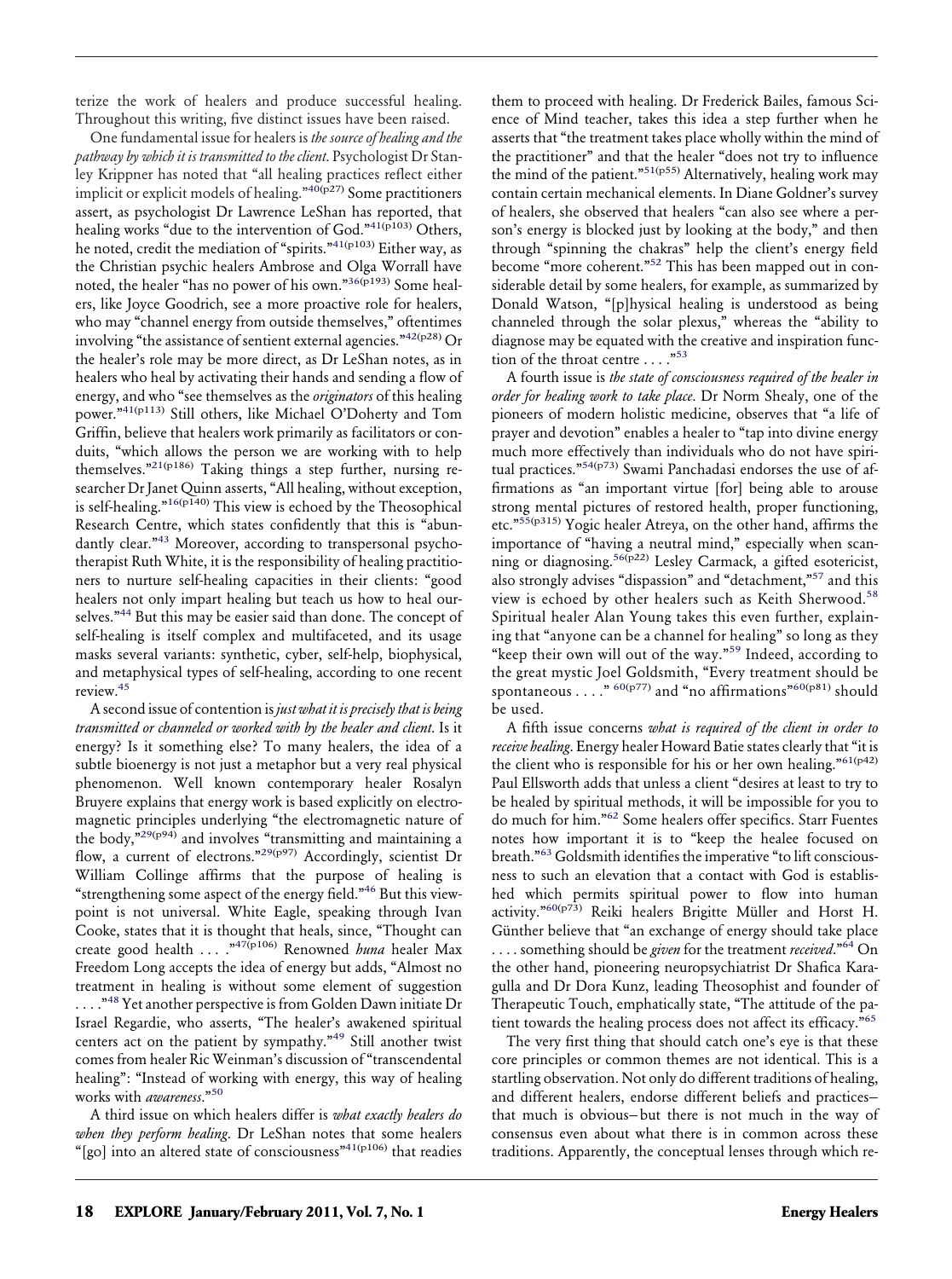terize the work of healers and produce successful healing. Throughout this writing, five distinct issues have been raised.

One fundamental issue for healers is *the source of healing and the pathway by which it is transmitted to the client.* Psychologist Dr Stanley Krippner has noted that "all healing practices reflect either implicit or explicit models of healing."[40(p27)] Some practitioners assert, as psychologist Dr Lawrence LeShan has reported, that healing works "due to the intervention of God."[41(p103)] Others, he noted, credit the mediation of "spirits."[41(p103)] Either way, as the Christian psychic healers Ambrose and Olga Worrall have noted, the healer "has no power of his own."[36(p193)] Some healers, like Joyce Goodrich, see a more proactive role for healers, who may "channel energy from outside themselves," oftentimes involving "the assistance of sentient external agencies."[42(p28)] Or the healer's role may be more direct, as Dr LeShan notes, as in healers who heal by activating their hands and sending a flow of energy, and who "see themselves as the *originators* of this healing power."[41(p113)] Still others, like Michael O'Doherty and Tom Griffin, believe that healers work primarily as facilitators or conduits, "which allows the person we are working with to help themselves."[21(p186)] Taking things a step further, nursing researcher Dr Janet Quinn asserts, "All healing, without exception, is self-healing."[16(p140)] This view is echoed by the Theosophical Research Centre, which states confidently that this is "abundantly clear."[43] Moreover, according to transpersonal psychotherapist Ruth White, it is the responsibility of healing practitioners to nurture self-healing capacities in their clients: "good healers not only impart healing but teach us how to heal ourselves."[44] But this may be easier said than done. The concept of self-healing is itself complex and multifaceted, and its usage masks several variants: synthetic, cyber, self-help, biophysical, and metaphysical types of self-healing, according to one recent review.[45]

A second issue of contention is *just what it is precisely that is being transmitted or channeled or worked with by the healer and client.* Is it energy? Is it something else? To many healers, the idea of a subtle bioenergy is not just a metaphor but a very real physical phenomenon. Well known contemporary healer Rosalyn Bruyere explains that energy work is based explicitly on electromagnetic principles underlying "the electromagnetic nature of the body,"[29(p94)] and involves "transmitting and maintaining a flow, a current of electrons."[29(p97)] Accordingly, scientist Dr William Collinge affirms that the purpose of healing is "strengthening some aspect of the energy field."[46] But this viewpoint is not universal. White Eagle, speaking through Ivan Cooke, states that it is thought that heals, since, "Thought can create good health . . . ."[47(p106)] Renowned *huna* healer Max Freedom Long accepts the idea of energy but adds, "Almost no treatment in healing is without some element of suggestion . . . ."[48] Yet another perspective is from Golden Dawn initiate Dr Israel Regardie, who asserts, "The healer's awakened spiritual centers act on the patient by sympathy."[49] Still another twist comes from healer Ric Weinman's discussion of "transcendental healing": "Instead of working with energy, this way of healing works with *awareness*."[50]

A third issue on which healers differ is *what exactly healers do when they perform healing.* Dr LeShan notes that some healers "[go] into an altered state of consciousness"[41(p106)] that readies them to proceed with healing. Dr Frederick Bailes, famous Science of Mind teacher, takes this idea a step further when he asserts that "the treatment takes place wholly within the mind of the practitioner" and that the healer "does not try to influence the mind of the patient."[51(p55)] Alternatively, healing work may contain certain mechanical elements. In Diane Goldner's survey of healers, she observed that healers "can also see where a person's energy is blocked just by looking at the body," and then through "spinning the chakras" help the client's energy field become "more coherent."[52] This has been mapped out in considerable detail by some healers, for example, as summarized by Donald Watson, "[p]hysical healing is understood as being channeled through the solar plexus," whereas the "ability to diagnose may be equated with the creative and inspiration function of the throat centre . . . ."[53]

A fourth issue is *the state of consciousness required of the healer in order for healing work to take place.* Dr Norm Shealy, one of the pioneers of modern holistic medicine, observes that "a life of prayer and devotion" enables a healer to "tap into divine energy much more effectively than individuals who do not have spiritual practices."[54(p73)] Swami Panchadasi endorses the use of affirmations as "an important virtue [for] being able to arouse strong mental pictures of restored health, proper functioning, etc."[55(p315)] Yogic healer Atreya, on the other hand, affirms the importance of "having a neutral mind," especially when scanning or diagnosing.[56(p22)] Lesley Carmack, a gifted esotericist, also strongly advises "dispassion" and "detachment,"[57] and this view is echoed by other healers such as Keith Sherwood.[58] Spiritual healer Alan Young takes this even further, explaining that "anyone can be a channel for healing" so long as they "keep their own will out of the way."[59] Indeed, according to the great mystic Joel Goldsmith, "Every treatment should be spontaneous . . . ." [60(p77)] and "no affirmations"[60(p81)] should be used.

A fifth issue concerns *what is required of the client in order to receive healing.* Energy healer Howard Batie states clearly that "it is the client who is responsible for his or her own healing."[61(p42)] Paul Ellsworth adds that unless a client "desires at least to try to be healed by spiritual methods, it will be impossible for you to do much for him."[62] Some healers offer specifics. Starr Fuentes notes how important it is to "keep the healee focused on breath."[63] Goldsmith identifies the imperative "to lift consciousness to such an elevation that a contact with God is established which permits spiritual power to flow into human activity."[60(p73)] Reiki healers Brigitte Müller and Horst H. Günther believe that "an exchange of energy should take place . . . . something should be *given* for the treatment *received*."[64] On the other hand, pioneering neuropsychiatrist Dr Shafica Karagulla and Dr Dora Kunz, leading Theosophist and founder of Therapeutic Touch, emphatically state, "The attitude of the patient towards the healing process does not affect its efficacy."[65]

The very first thing that should catch one's eye is that these core principles or common themes are not identical. This is a startling observation. Not only do different traditions of healing, and different healers, endorse different beliefs and practices—that much is obvious—but there is not much in the way of consensus even about what there is in common across these traditions. Apparently, the conceptual lenses through which re-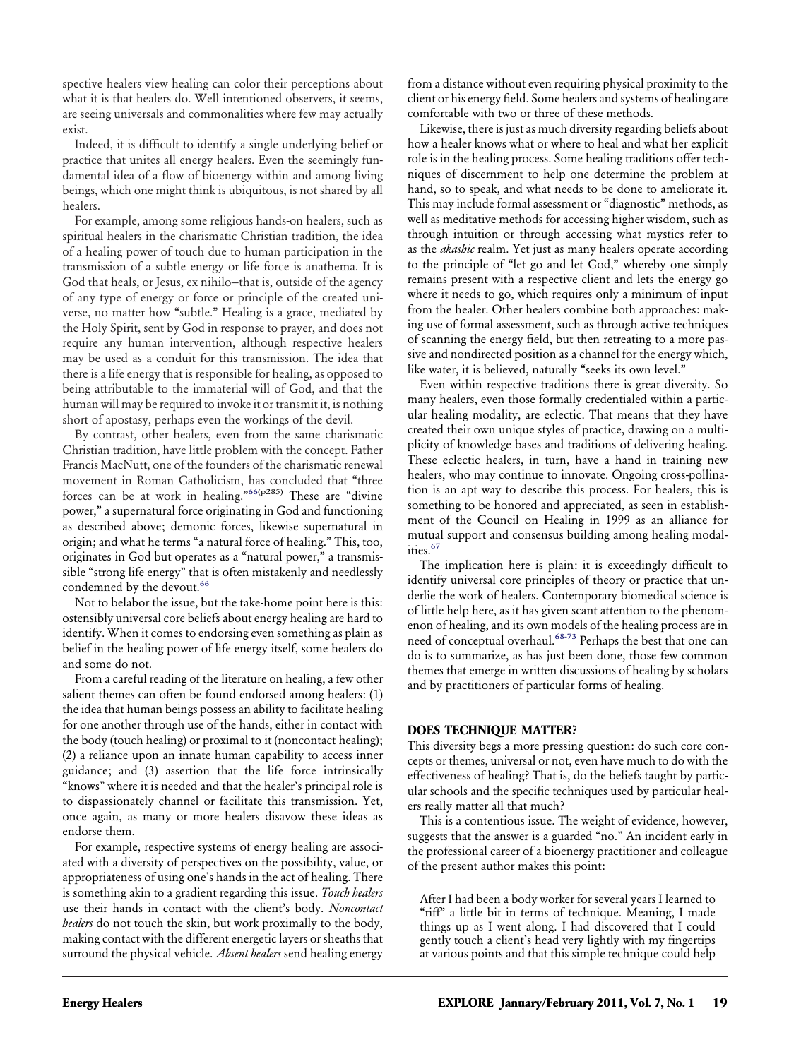spective healers view healing can color their perceptions about what it is that healers do. Well intentioned observers, it seems, are seeing universals and commonalities where few may actually exist.

Indeed, it is difficult to identify a single underlying belief or practice that unites all energy healers. Even the seemingly fundamental idea of a flow of bioenergy within and among living beings, which one might think is ubiquitous, is not shared by all healers.

For example, among some religious hands-on healers, such as spiritual healers in the charismatic Christian tradition, the idea of a healing power of touch due to human participation in the transmission of a subtle energy or life force is anathema. It is God that heals, or Jesus, ex nihilo—that is, outside of the agency of any type of energy or force or principle of the created universe, no matter how "subtle." Healing is a grace, mediated by the Holy Spirit, sent by God in response to prayer, and does not require any human intervention, although respective healers may be used as a conduit for this transmission. The idea that there is a life energy that is responsible for healing, as opposed to being attributable to the immaterial will of God, and that the human will may be required to invoke it or transmit it, is nothing short of apostasy, perhaps even the workings of the devil.

By contrast, other healers, even from the same charismatic Christian tradition, have little problem with the concept. Father Francis MacNutt, one of the founders of the charismatic renewal movement in Roman Catholicism, has concluded that "three forces can be at work in healing."[66(p285)] These are "divine power," a supernatural force originating in God and functioning as described above; demonic forces, likewise supernatural in origin; and what he terms "a natural force of healing." This, too, originates in God but operates as a "natural power," a transmissible "strong life energy" that is often mistakenly and needlessly condemned by the devout.[66]

Not to belabor the issue, but the take-home point here is this: ostensibly universal core beliefs about energy healing are hard to identify. When it comes to endorsing even something as plain as belief in the healing power of life energy itself, some healers do and some do not.

From a careful reading of the literature on healing, a few other salient themes can often be found endorsed among healers: (1) the idea that human beings possess an ability to facilitate healing for one another through use of the hands, either in contact with the body (touch healing) or proximal to it (noncontact healing); (2) a reliance upon an innate human capability to access inner guidance; and (3) assertion that the life force intrinsically "knows" where it is needed and that the healer's principal role is to dispassionately channel or facilitate this transmission. Yet, once again, as many or more healers disavow these ideas as endorse them.

For example, respective systems of energy healing are associated with a diversity of perspectives on the possibility, value, or appropriateness of using one's hands in the act of healing. There is something akin to a gradient regarding this issue. *Touch healers* use their hands in contact with the client's body. *Noncontact healers* do not touch the skin, but work proximally to the body, making contact with the different energetic layers or sheaths that surround the physical vehicle. *Absent healers* send healing energy from a distance without even requiring physical proximity to the client or his energy field. Some healers and systems of healing are comfortable with two or three of these methods.

Likewise, there is just as much diversity regarding beliefs about how a healer knows what or where to heal and what her explicit role is in the healing process. Some healing traditions offer techniques of discernment to help one determine the problem at hand, so to speak, and what needs to be done to ameliorate it. This may include formal assessment or "diagnostic" methods, as well as meditative methods for accessing higher wisdom, such as through intuition or through accessing what mystics refer to as the *akashic* realm. Yet just as many healers operate according to the principle of "let go and let God," whereby one simply remains present with a respective client and lets the energy go where it needs to go, which requires only a minimum of input from the healer. Other healers combine both approaches: making use of formal assessment, such as through active techniques of scanning the energy field, but then retreating to a more passive and nondirected position as a channel for the energy which, like water, it is believed, naturally "seeks its own level."

Even within respective traditions there is great diversity. So many healers, even those formally credentialed within a particular healing modality, are eclectic. That means that they have created their own unique styles of practice, drawing on a multiplicity of knowledge bases and traditions of delivering healing. These eclectic healers, in turn, have a hand in training new healers, who may continue to innovate. Ongoing cross-pollination is an apt way to describe this process. For healers, this is something to be honored and appreciated, as seen in establishment of the Council on Healing in 1999 as an alliance for mutual support and consensus building among healing modalities.[67]

The implication here is plain: it is exceedingly difficult to identify universal core principles of theory or practice that underlie the work of healers. Contemporary biomedical science is of little help here, as it has given scant attention to the phenomenon of healing, and its own models of the healing process are in need of conceptual overhaul.[68-73] Perhaps the best that one can do is to summarize, as has just been done, those few common themes that emerge in written discussions of healing by scholars and by practitioners of particular forms of healing.

## DOES TECHNIQUE MATTER?

This diversity begs a more pressing question: do such core concepts or themes, universal or not, even have much to do with the effectiveness of healing? That is, do the beliefs taught by particular schools and the specific techniques used by particular healers really matter all that much?

This is a contentious issue. The weight of evidence, however, suggests that the answer is a guarded "no." An incident early in the professional career of a bioenergy practitioner and colleague of the present author makes this point:

> After I had been a body worker for several years I learned to "riff" a little bit in terms of technique. Meaning, I made things up as I went along. I had discovered that I could gently touch a client's head very lightly with my fingertips at various points and that this simple technique could help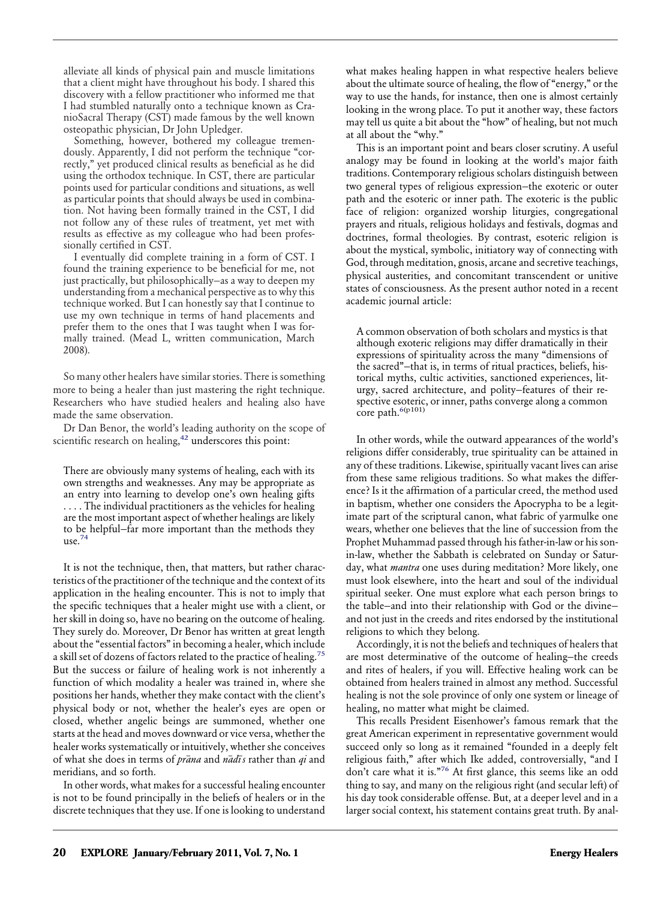alleviate all kinds of physical pain and muscle limitations that a client might have throughout his body. I shared this discovery with a fellow practitioner who informed me that I had stumbled naturally onto a technique known as CranioSacral Therapy (CST) made famous by the well known osteopathic physician, Dr John Upledger.

Something, however, bothered my colleague tremendously. Apparently, I did not perform the technique "correctly," yet produced clinical results as beneficial as he did using the orthodox technique. In CST, there are particular points used for particular conditions and situations, as well as particular points that should always be used in combination. Not having been formally trained in the CST, I did not follow any of these rules of treatment, yet met with results as effective as my colleague who had been professionally certified in CST.

I eventually did complete training in a form of CST. I found the training experience to be beneficial for me, not just practically, but philosophically—as a way to deepen my understanding from a mechanical perspective as to why this technique worked. But I can honestly say that I continue to use my own technique in terms of hand placements and prefer them to the ones that I was taught when I was formally trained. (Mead L, written communication, March 2008).

So many other healers have similar stories. There is something more to being a healer than just mastering the right technique. Researchers who have studied healers and healing also have made the same observation.

Dr Dan Benor, the world's leading authority on the scope of scientific research on healing,[42] underscores this point:

> There are obviously many systems of healing, each with its own strengths and weaknesses. Any may be appropriate as an entry into learning to develop one's own healing gifts .... The individual practitioners as the vehicles for healing are the most important aspect of whether healings are likely to be helpful—far more important than the methods they use.[74]

It is not the technique, then, that matters, but rather characteristics of the practitioner of the technique and the context of its application in the healing encounter. This is not to imply that the specific techniques that a healer might use with a client, or her skill in doing so, have no bearing on the outcome of healing. They surely do. Moreover, Dr Benor has written at great length about the "essential factors" in becoming a healer, which include a skill set of dozens of factors related to the practice of healing.[75] But the success or failure of healing work is not inherently a function of which modality a healer was trained in, where she positions her hands, whether they make contact with the client's physical body or not, whether the healer's eyes are open or closed, whether angelic beings are summoned, whether one starts at the head and moves downward or vice versa, whether the healer works systematically or intuitively, whether she conceives of what she does in terms of *prāna* and *nādīs* rather than *qi* and meridians, and so forth.

In other words, what makes for a successful healing encounter is not to be found principally in the beliefs of healers or in the discrete techniques that they use. If one is looking to understand what makes healing happen in what respective healers believe about the ultimate source of healing, the flow of "energy," or the way to use the hands, for instance, then one is almost certainly looking in the wrong place. To put it another way, these factors may tell us quite a bit about the "how" of healing, but not much at all about the "why."

This is an important point and bears closer scrutiny. A useful analogy may be found in looking at the world's major faith traditions. Contemporary religious scholars distinguish between two general types of religious expression—the exoteric or outer path and the esoteric or inner path. The exoteric is the public face of religion: organized worship liturgies, congregational prayers and rituals, religious holidays and festivals, dogmas and doctrines, formal theologies. By contrast, esoteric religion is about the mystical, symbolic, initiatory way of connecting with God, through meditation, gnosis, arcane and secretive teachings, physical austerities, and concomitant transcendent or unitive states of consciousness. As the present author noted in a recent academic journal article:

> A common observation of both scholars and mystics is that although exoteric religions may differ dramatically in their expressions of spirituality across the many "dimensions of the sacred"—that is, in terms of ritual practices, beliefs, historical myths, cultic activities, sanctioned experiences, liturgy, sacred architecture, and polity—features of their respective esoteric, or inner, paths converge along a common core path.[6(p101)]

In other words, while the outward appearances of the world's religions differ considerably, true spirituality can be attained in any of these traditions. Likewise, spiritually vacant lives can arise from these same religious traditions. So what makes the difference? Is it the affirmation of a particular creed, the method used in baptism, whether one considers the Apocrypha to be a legitimate part of the scriptural canon, what fabric of yarmulke one wears, whether one believes that the line of succession from the Prophet Muhammad passed through his father-in-law or his son-in-law, whether the Sabbath is celebrated on Sunday or Saturday, what *mantra* one uses during meditation? More likely, one must look elsewhere, into the heart and soul of the individual spiritual seeker. One must explore what each person brings to the table—and into their relationship with God or the divine—and not just in the creeds and rites endorsed by the institutional religions to which they belong.

Accordingly, it is not the beliefs and techniques of healers that are most determinative of the outcome of healing—the creeds and rites of healers, if you will. Effective healing work can be obtained from healers trained in almost any method. Successful healing is not the sole province of only one system or lineage of healing, no matter what might be claimed.

This recalls President Eisenhower's famous remark that the great American experiment in representative government would succeed only so long as it remained "founded in a deeply felt religious faith," after which Ike added, controversially, "and I don't care what it is."[76] At first glance, this seems like an odd thing to say, and many on the religious right (and secular left) of his day took considerable offense. But, at a deeper level and in a larger social context, his statement contains great truth. By anal-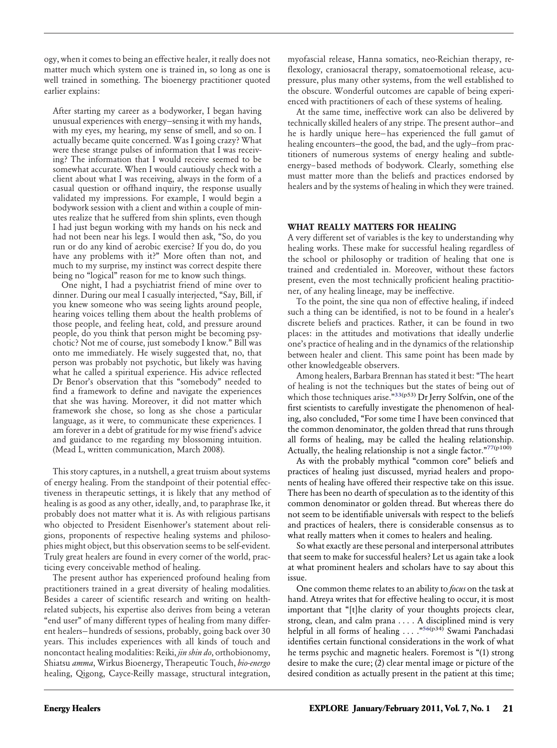ogy, when it comes to being an effective healer, it really does not matter much which system one is trained in, so long as one is well trained in something. The bioenergy practitioner quoted earlier explains:

> After starting my career as a bodyworker, I began having unusual experiences with energy—sensing it with my hands, with my eyes, my hearing, my sense of smell, and so on. I actually became quite concerned. Was I going crazy? What were these strange pulses of information that I was receiving? The information that I would receive seemed to be somewhat accurate. When I would cautiously check with a client about what I was receiving, always in the form of a casual question or offhand inquiry, the response usually validated my impressions. For example, I would begin a bodywork session with a client and within a couple of minutes realize that he suffered from shin splints, even though I had just begun working with my hands on his neck and had not been near his legs. I would then ask, "So, do you run or do any kind of aerobic exercise? If you do, do you have any problems with it?" More often than not, and much to my surprise, my instinct was correct despite there being no "logical" reason for me to know such things.
>
> One night, I had a psychiatrist friend of mine over to dinner. During our meal I casually interjected, "Say, Bill, if you knew someone who was seeing lights around people, hearing voices telling them about the health problems of those people, and feeling heat, cold, and pressure around people, do you think that person might be becoming psychotic? Not me of course, just somebody I know." Bill was onto me immediately. He wisely suggested that, no, that person was probably not psychotic, but likely was having what he called a spiritual experience. His advice reflected Dr Benor's observation that this "somebody" needed to find a framework to define and navigate the experiences that she was having. Moreover, it did not matter which framework she chose, so long as she chose a particular language, as it were, to communicate these experiences. I am forever in a debt of gratitude for my wise friend's advice and guidance to me regarding my blossoming intuition. (Mead L, written communication, March 2008).

This story captures, in a nutshell, a great truism about systems of energy healing. From the standpoint of their potential effectiveness in therapeutic settings, it is likely that any method of healing is as good as any other, ideally, and, to paraphrase Ike, it probably does not matter what it is. As with religious partisans who objected to President Eisenhower's statement about religions, proponents of respective healing systems and philosophies might object, but this observation seems to be self-evident. Truly great healers are found in every corner of the world, practicing every conceivable method of healing.

The present author has experienced profound healing from practitioners trained in a great diversity of healing modalities. Besides a career of scientific research and writing on health-related subjects, his expertise also derives from being a veteran "end user" of many different types of healing from many different healers—hundreds of sessions, probably, going back over 30 years. This includes experiences with all kinds of touch and noncontact healing modalities: Reiki, *jin shin do*, orthobionomy, Shiatsu *amma*, Wirkus Bioenergy, Therapeutic Touch, *bio-energo* healing, Qigong, Cayce-Reilly massage, structural integration, myofascial release, Hanna somatics, neo-Reichian therapy, reflexology, craniosacral therapy, somatoemotional release, acupressure, plus many other systems, from the well established to the obscure. Wonderful outcomes are capable of being experienced with practitioners of each of these systems of healing.

At the same time, ineffective work can also be delivered by technically skilled healers of any stripe. The present author—and he is hardly unique here—has experienced the full gamut of healing encounters—the good, the bad, and the ugly—from practitioners of numerous systems of energy healing and subtle-energy–based methods of bodywork. Clearly, something else must matter more than the beliefs and practices endorsed by healers and by the systems of healing in which they were trained.

## WHAT REALLY MATTERS FOR HEALING

A very different set of variables is the key to understanding why healing works. These make for successful healing regardless of the school or philosophy or tradition of healing that one is trained and credentialed in. Moreover, without these factors present, even the most technically proficient healing practitioner, of any healing lineage, may be ineffective.

To the point, the sine qua non of effective healing, if indeed such a thing can be identified, is not to be found in a healer's discrete beliefs and practices. Rather, it can be found in two places: in the attitudes and motivations that ideally underlie one's practice of healing and in the dynamics of the relationship between healer and client. This same point has been made by other knowledgeable observers.

Among healers, Barbara Brennan has stated it best: "The heart of healing is not the techniques but the states of being out of which those techniques arise."[33(p53)] Dr Jerry Solfvin, one of the first scientists to carefully investigate the phenomenon of healing, also concluded, "For some time I have been convinced that the common denominator, the golden thread that runs through all forms of healing, may be called the healing relationship. Actually, the healing relationship is not a single factor."[77(p100)]

As with the probably mythical "common core" beliefs and practices of healing just discussed, myriad healers and proponents of healing have offered their respective take on this issue. There has been no dearth of speculation as to the identity of this common denominator or golden thread. But whereas there do not seem to be identifiable universals with respect to the beliefs and practices of healers, there is considerable consensus as to what really matters when it comes to healers and healing.

So what exactly are these personal and interpersonal attributes that seem to make for successful healers? Let us again take a look at what prominent healers and scholars have to say about this issue.

One common theme relates to an ability to *focus* on the task at hand. Atreya writes that for effective healing to occur, it is most important that "[t]he clarity of your thoughts projects clear, strong, clean, and calm prana . . . . A disciplined mind is very helpful in all forms of healing . . . ."[56(p34)] Swami Panchadasi identifies certain functional considerations in the work of what he terms psychic and magnetic healers. Foremost is "(1) strong desire to make the cure; (2) clear mental image or picture of the desired condition as actually present in the patient at this time;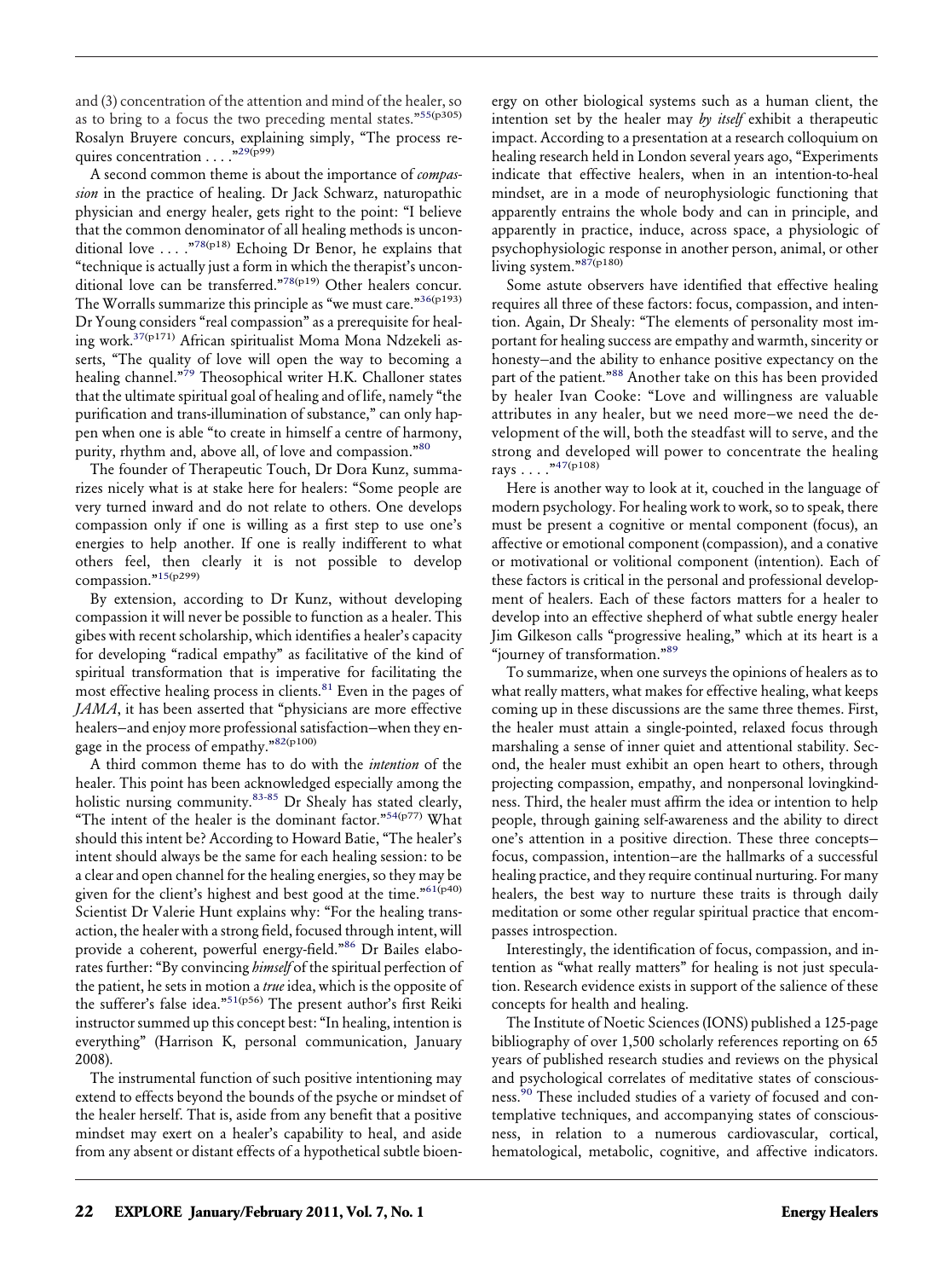and (3) concentration of the attention and mind of the healer, so as to bring to a focus the two preceding mental states."[55(p305)] Rosalyn Bruyere concurs, explaining simply, "The process requires concentration . . . ."[29(p99)]

A second common theme is about the importance of *compassion* in the practice of healing. Dr Jack Schwarz, naturopathic physician and energy healer, gets right to the point: "I believe that the common denominator of all healing methods is unconditional love . . . ."[78(p18)] Echoing Dr Benor, he explains that "technique is actually just a form in which the therapist's unconditional love can be transferred."[78(p19)] Other healers concur. The Worralls summarize this principle as "we must care."[36(p193)] Dr Young considers "real compassion" as a prerequisite for healing work.[37(p171)] African spiritualist Moma Mona Ndzekeli asserts, "The quality of love will open the way to becoming a healing channel."[79] Theosophical writer H.K. Challoner states that the ultimate spiritual goal of healing and of life, namely "the purification and trans-illumination of substance," can only happen when one is able "to create in himself a centre of harmony, purity, rhythm and, above all, of love and compassion."[80]

The founder of Therapeutic Touch, Dr Dora Kunz, summarizes nicely what is at stake here for healers: "Some people are very turned inward and do not relate to others. One develops compassion only if one is willing as a first step to use one's energies to help another. If one is really indifferent to what others feel, then clearly it is not possible to develop compassion."[15(p299)]

By extension, according to Dr Kunz, without developing compassion it will never be possible to function as a healer. This gibes with recent scholarship, which identifies a healer's capacity for developing "radical empathy" as facilitative of the kind of spiritual transformation that is imperative for facilitating the most effective healing process in clients.[81] Even in the pages of *JAMA*, it has been asserted that "physicians are more effective healers—and enjoy more professional satisfaction—when they engage in the process of empathy."[82(p100)]

A third common theme has to do with the *intention* of the healer. This point has been acknowledged especially among the holistic nursing community.[83-85] Dr Shealy has stated clearly, "The intent of the healer is the dominant factor."[54(p77)] What should this intent be? According to Howard Batie, "The healer's intent should always be the same for each healing session: to be a clear and open channel for the healing energies, so they may be given for the client's highest and best good at the time."[61(p40)] Scientist Dr Valerie Hunt explains why: "For the healing transaction, the healer with a strong field, focused through intent, will provide a coherent, powerful energy-field."[86] Dr Bailes elaborates further: "By convincing *himself* of the spiritual perfection of the patient, he sets in motion a *true* idea, which is the opposite of the sufferer's false idea."[51(p56)] The present author's first Reiki instructor summed up this concept best: "In healing, intention is everything" (Harrison K, personal communication, January 2008).

The instrumental function of such positive intentioning may extend to effects beyond the bounds of the psyche or mindset of the healer herself. That is, aside from any benefit that a positive mindset may exert on a healer's capability to heal, and aside from any absent or distant effects of a hypothetical subtle bioenergy on other biological systems such as a human client, the intention set by the healer may *by itself* exhibit a therapeutic impact. According to a presentation at a research colloquium on healing research held in London several years ago, "Experiments indicate that effective healers, when in an intention-to-heal mindset, are in a mode of neurophysiologic functioning that apparently entrains the whole body and can in principle, and apparently in practice, induce, across space, a physiologic of psychophysiologic response in another person, animal, or other living system."[87(p180)]

Some astute observers have identified that effective healing requires all three of these factors: focus, compassion, and intention. Again, Dr Shealy: "The elements of personality most important for healing success are empathy and warmth, sincerity or honesty—and the ability to enhance positive expectancy on the part of the patient."[88] Another take on this has been provided by healer Ivan Cooke: "Love and willingness are valuable attributes in any healer, but we need more—we need the development of the will, both the steadfast will to serve, and the strong and developed will power to concentrate the healing rays . . . ."[47(p108)]

Here is another way to look at it, couched in the language of modern psychology. For healing work to work, so to speak, there must be present a cognitive or mental component (focus), an affective or emotional component (compassion), and a conative or motivational or volitional component (intention). Each of these factors is critical in the personal and professional development of healers. Each of these factors matters for a healer to develop into an effective shepherd of what subtle energy healer Jim Gilkeson calls "progressive healing," which at its heart is a "journey of transformation."[89]

To summarize, when one surveys the opinions of healers as to what really matters, what makes for effective healing, what keeps coming up in these discussions are the same three themes. First, the healer must attain a single-pointed, relaxed focus through marshaling a sense of inner quiet and attentional stability. Second, the healer must exhibit an open heart to others, through projecting compassion, empathy, and nonpersonal lovingkindness. Third, the healer must affirm the idea or intention to help people, through gaining self-awareness and the ability to direct one's attention in a positive direction. These three concepts—focus, compassion, intention—are the hallmarks of a successful healing practice, and they require continual nurturing. For many healers, the best way to nurture these traits is through daily meditation or some other regular spiritual practice that encompasses introspection.

Interestingly, the identification of focus, compassion, and intention as "what really matters" for healing is not just speculation. Research evidence exists in support of the salience of these concepts for health and healing.

The Institute of Noetic Sciences (IONS) published a 125-page bibliography of over 1,500 scholarly references reporting on 65 years of published research studies and reviews on the physical and psychological correlates of meditative states of consciousness.[90] These included studies of a variety of focused and contemplative techniques, and accompanying states of consciousness, in relation to a numerous cardiovascular, cortical, hematological, metabolic, cognitive, and affective indicators.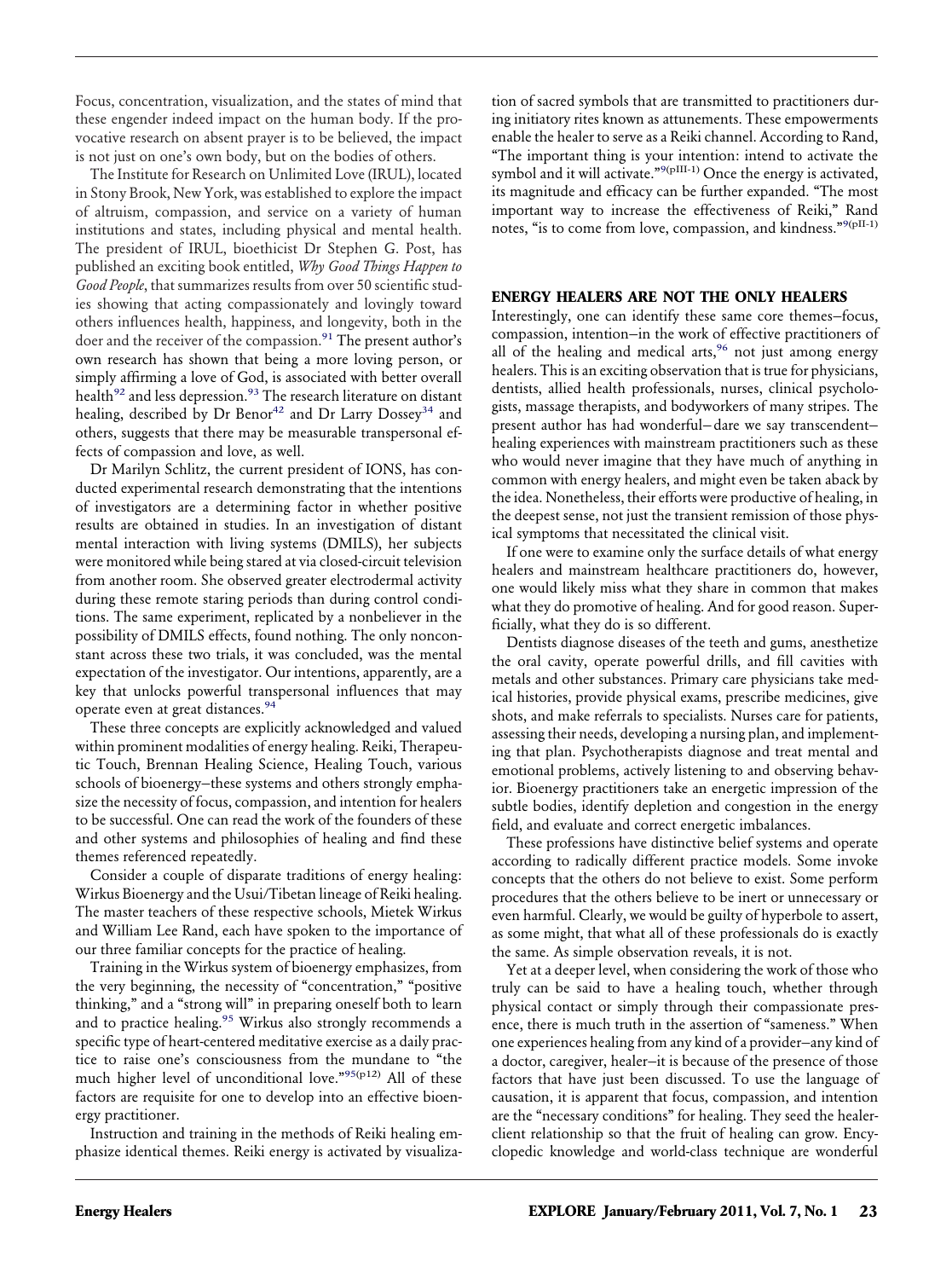Focus, concentration, visualization, and the states of mind that these engender indeed impact on the human body. If the provocative research on absent prayer is to be believed, the impact is not just on one's own body, but on the bodies of others.

The Institute for Research on Unlimited Love (IRUL), located in Stony Brook, New York, was established to explore the impact of altruism, compassion, and service on a variety of human institutions and states, including physical and mental health. The president of IRUL, bioethicist Dr Stephen G. Post, has published an exciting book entitled, *Why Good Things Happen to Good People*, that summarizes results from over 50 scientific studies showing that acting compassionately and lovingly toward others influences health, happiness, and longevity, both in the doer and the receiver of the compassion.[91] The present author's own research has shown that being a more loving person, or simply affirming a love of God, is associated with better overall health[92] and less depression.[93] The research literature on distant healing, described by Dr Benor[42] and Dr Larry Dossey[34] and others, suggests that there may be measurable transpersonal effects of compassion and love, as well.

Dr Marilyn Schlitz, the current president of IONS, has conducted experimental research demonstrating that the intentions of investigators are a determining factor in whether positive results are obtained in studies. In an investigation of distant mental interaction with living systems (DMILS), her subjects were monitored while being stared at via closed-circuit television from another room. She observed greater electrodermal activity during these remote staring periods than during control conditions. The same experiment, replicated by a nonbeliever in the possibility of DMILS effects, found nothing. The only nonconstant across these two trials, it was concluded, was the mental expectation of the investigator. Our intentions, apparently, are a key that unlocks powerful transpersonal influences that may operate even at great distances.[94]

These three concepts are explicitly acknowledged and valued within prominent modalities of energy healing. Reiki, Therapeutic Touch, Brennan Healing Science, Healing Touch, various schools of bioenergy—these systems and others strongly emphasize the necessity of focus, compassion, and intention for healers to be successful. One can read the work of the founders of these and other systems and philosophies of healing and find these themes referenced repeatedly.

Consider a couple of disparate traditions of energy healing: Wirkus Bioenergy and the Usui/Tibetan lineage of Reiki healing. The master teachers of these respective schools, Mietek Wirkus and William Lee Rand, each have spoken to the importance of our three familiar concepts for the practice of healing.

Training in the Wirkus system of bioenergy emphasizes, from the very beginning, the necessity of "concentration," "positive thinking," and a "strong will" in preparing oneself both to learn and to practice healing.[95] Wirkus also strongly recommends a specific type of heart-centered meditative exercise as a daily practice to raise one's consciousness from the mundane to "the much higher level of unconditional love."[95(p12)] All of these factors are requisite for one to develop into an effective bioenergy practitioner.

Instruction and training in the methods of Reiki healing emphasize identical themes. Reiki energy is activated by visualization of sacred symbols that are transmitted to practitioners during initiatory rites known as attunements. These empowerments enable the healer to serve as a Reiki channel. According to Rand, "The important thing is your intention: intend to activate the symbol and it will activate."[9(pIII-1)] Once the energy is activated, its magnitude and efficacy can be further expanded. "The most important way to increase the effectiveness of Reiki," Rand notes, "is to come from love, compassion, and kindness."[9(pII-1)]

## ENERGY HEALERS ARE NOT THE ONLY HEALERS

Interestingly, one can identify these same core themes—focus, compassion, intention—in the work of effective practitioners of all of the healing and medical arts,[96] not just among energy healers. This is an exciting observation that is true for physicians, dentists, allied health professionals, nurses, clinical psychologists, massage therapists, and bodyworkers of many stripes. The present author has had wonderful—dare we say transcendent—healing experiences with mainstream practitioners such as these who would never imagine that they have much of anything in common with energy healers, and might even be taken aback by the idea. Nonetheless, their efforts were productive of healing, in the deepest sense, not just the transient remission of those physical symptoms that necessitated the clinical visit.

If one were to examine only the surface details of what energy healers and mainstream healthcare practitioners do, however, one would likely miss what they share in common that makes what they do promotive of healing. And for good reason. Superficially, what they do is so different.

Dentists diagnose diseases of the teeth and gums, anesthetize the oral cavity, operate powerful drills, and fill cavities with metals and other substances. Primary care physicians take medical histories, provide physical exams, prescribe medicines, give shots, and make referrals to specialists. Nurses care for patients, assessing their needs, developing a nursing plan, and implementing that plan. Psychotherapists diagnose and treat mental and emotional problems, actively listening to and observing behavior. Bioenergy practitioners take an energetic impression of the subtle bodies, identify depletion and congestion in the energy field, and evaluate and correct energetic imbalances.

These professions have distinctive belief systems and operate according to radically different practice models. Some invoke concepts that the others do not believe to exist. Some perform procedures that the others believe to be inert or unnecessary or even harmful. Clearly, we would be guilty of hyperbole to assert, as some might, that what all of these professionals do is exactly the same. As simple observation reveals, it is not.

Yet at a deeper level, when considering the work of those who truly can be said to have a healing touch, whether through physical contact or simply through their compassionate presence, there is much truth in the assertion of "sameness." When one experiences healing from any kind of a provider—any kind of a doctor, caregiver, healer—it is because of the presence of those factors that have just been discussed. To use the language of causation, it is apparent that focus, compassion, and intention are the "necessary conditions" for healing. They seed the healer-client relationship so that the fruit of healing can grow. Encyclopedic knowledge and world-class technique are wonderful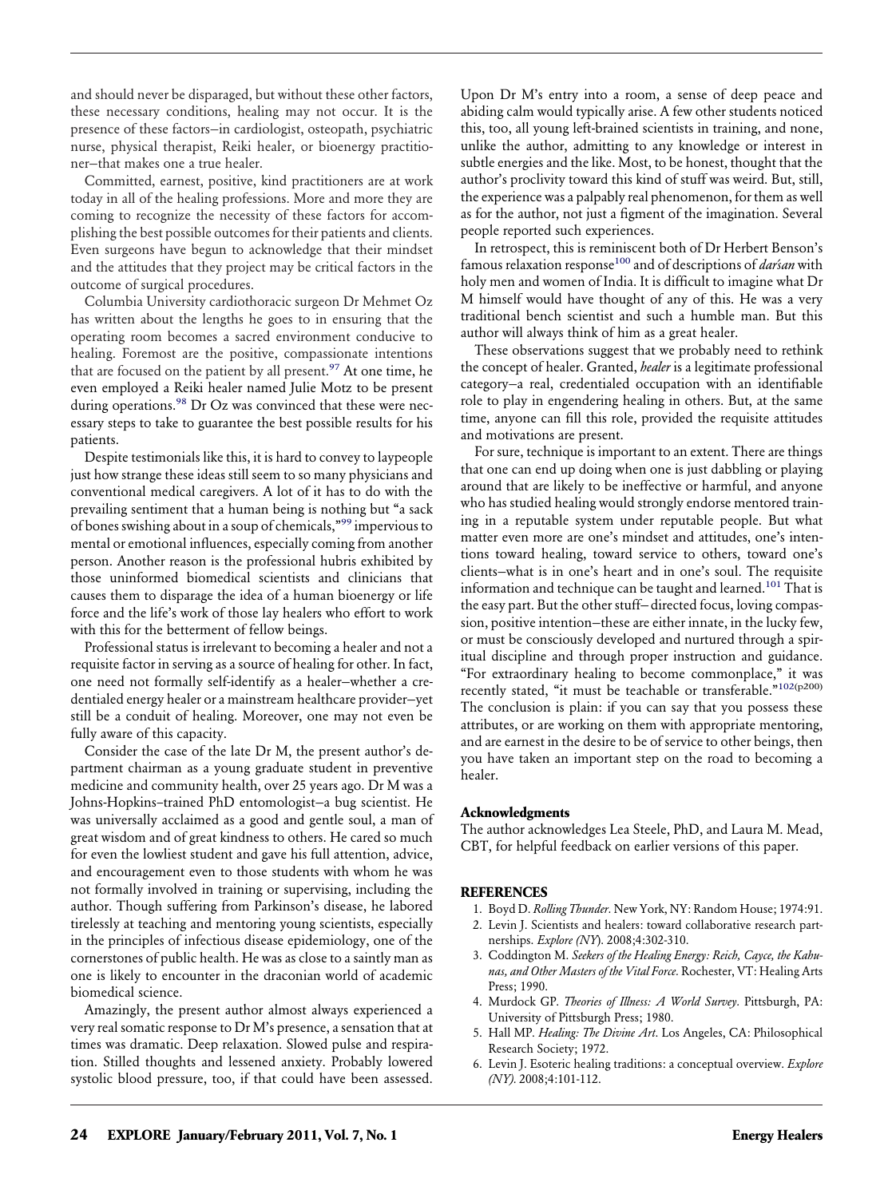and should never be disparaged, but without these other factors, these necessary conditions, healing may not occur. It is the presence of these factors—in cardiologist, osteopath, psychiatric nurse, physical therapist, Reiki healer, or bioenergy practitioner—that makes one a true healer.

Committed, earnest, positive, kind practitioners are at work today in all of the healing professions. More and more they are coming to recognize the necessity of these factors for accomplishing the best possible outcomes for their patients and clients. Even surgeons have begun to acknowledge that their mindset and the attitudes that they project may be critical factors in the outcome of surgical procedures.

Columbia University cardiothoracic surgeon Dr Mehmet Oz has written about the lengths he goes to in ensuring that the operating room becomes a sacred environment conducive to healing. Foremost are the positive, compassionate intentions that are focused on the patient by all present.[97] At one time, he even employed a Reiki healer named Julie Motz to be present during operations.[98] Dr Oz was convinced that these were necessary steps to take to guarantee the best possible results for his patients.

Despite testimonials like this, it is hard to convey to laypeople just how strange these ideas still seem to so many physicians and conventional medical caregivers. A lot of it has to do with the prevailing sentiment that a human being is nothing but "a sack of bones swishing about in a soup of chemicals,"[99] impervious to mental or emotional influences, especially coming from another person. Another reason is the professional hubris exhibited by those uninformed biomedical scientists and clinicians that causes them to disparage the idea of a human bioenergy or life force and the life's work of those lay healers who effort to work with this for the betterment of fellow beings.

Professional status is irrelevant to becoming a healer and not a requisite factor in serving as a source of healing for other. In fact, one need not formally self-identify as a healer—whether a credentialed energy healer or a mainstream healthcare provider—yet still be a conduit of healing. Moreover, one may not even be fully aware of this capacity.

Consider the case of the late Dr M, the present author's department chairman as a young graduate student in preventive medicine and community health, over 25 years ago. Dr M was a Johns-Hopkins–trained PhD entomologist—a bug scientist. He was universally acclaimed as a good and gentle soul, a man of great wisdom and of great kindness to others. He cared so much for even the lowliest student and gave his full attention, advice, and encouragement even to those students with whom he was not formally involved in training or supervising, including the author. Though suffering from Parkinson's disease, he labored tirelessly at teaching and mentoring young scientists, especially in the principles of infectious disease epidemiology, one of the cornerstones of public health. He was as close to a saintly man as one is likely to encounter in the draconian world of academic biomedical science.

Amazingly, the present author almost always experienced a very real somatic response to Dr M's presence, a sensation that at times was dramatic. Deep relaxation. Slowed pulse and respiration. Stilled thoughts and lessened anxiety. Probably lowered systolic blood pressure, too, if that could have been assessed. Upon Dr M's entry into a room, a sense of deep peace and abiding calm would typically arise. A few other students noticed this, too, all young left-brained scientists in training, and none, unlike the author, admitting to any knowledge or interest in subtle energies and the like. Most, to be honest, thought that the author's proclivity toward this kind of stuff was weird. But, still, the experience was a palpably real phenomenon, for them as well as for the author, not just a figment of the imagination. Several people reported such experiences.

In retrospect, this is reminiscent both of Dr Herbert Benson's famous relaxation response[100] and of descriptions of *darśan* with holy men and women of India. It is difficult to imagine what Dr M himself would have thought of any of this. He was a very traditional bench scientist and such a humble man. But this author will always think of him as a great healer.

These observations suggest that we probably need to rethink the concept of healer. Granted, *healer* is a legitimate professional category—a real, credentialed occupation with an identifiable role to play in engendering healing in others. But, at the same time, anyone can fill this role, provided the requisite attitudes and motivations are present.

For sure, technique is important to an extent. There are things that one can end up doing when one is just dabbling or playing around that are likely to be ineffective or harmful, and anyone who has studied healing would strongly endorse mentored training in a reputable system under reputable people. But what matter even more are one's mindset and attitudes, one's intentions toward healing, toward service to others, toward one's clients—what is in one's heart and in one's soul. The requisite information and technique can be taught and learned.[101] That is the easy part. But the other stuff—directed focus, loving compassion, positive intention—these are either innate, in the lucky few, or must be consciously developed and nurtured through a spiritual discipline and through proper instruction and guidance. "For extraordinary healing to become commonplace," it was recently stated, "it must be teachable or transferable."[102(p200)] The conclusion is plain: if you can say that you possess these attributes, or are working on them with appropriate mentoring, and are earnest in the desire to be of service to other beings, then you have taken an important step on the road to becoming a healer.

#### Acknowledgments

The author acknowledges Lea Steele, PhD, and Laura M. Mead, CBT, for helpful feedback on earlier versions of this paper.

#### REFERENCES

1. Boyd D. *Rolling Thunder*. New York, NY: Random House; 1974:91.
2. Levin J. Scientists and healers: toward collaborative research partnerships. *Explore (NY)*. 2008;4:302-310.
3. Coddington M. *Seekers of the Healing Energy: Reich, Cayce, the Kahunas, and Other Masters of the Vital Force*. Rochester, VT: Healing Arts Press; 1990.
4. Murdock GP. *Theories of Illness: A World Survey*. Pittsburgh, PA: University of Pittsburgh Press; 1980.
5. Hall MP. *Healing: The Divine Art*. Los Angeles, CA: Philosophical Research Society; 1972.
6. Levin J. Esoteric healing traditions: a conceptual overview. *Explore (NY)*. 2008;4:101-112.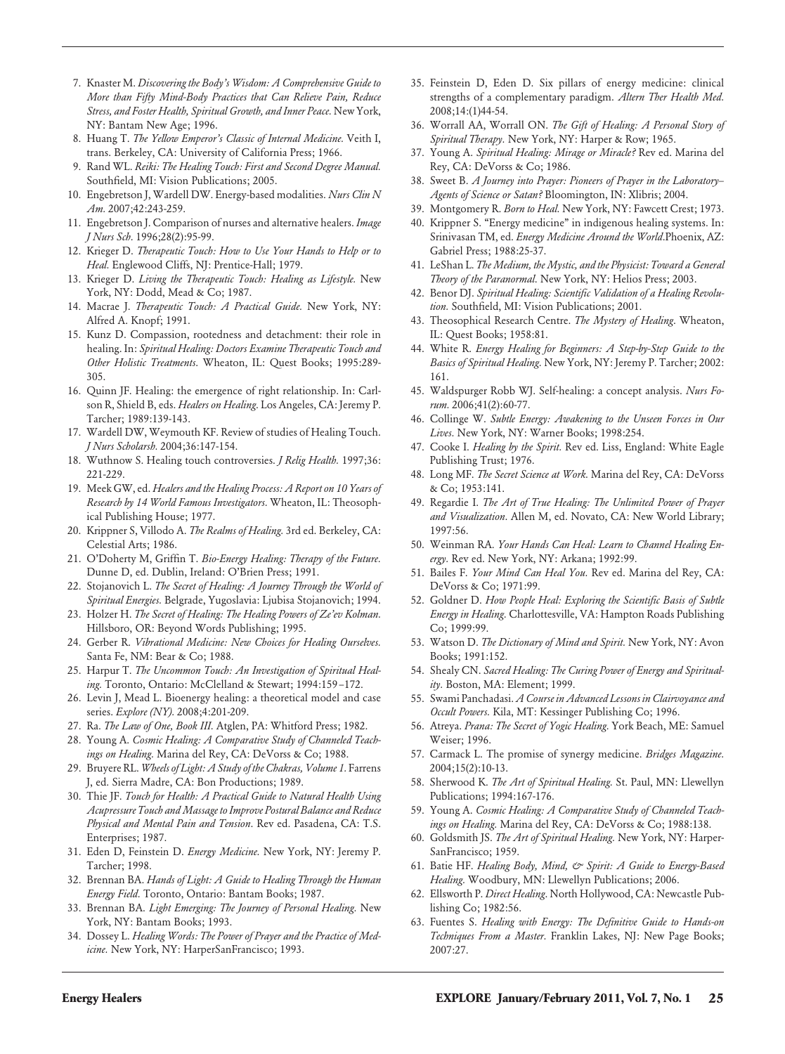7. Knaster M. *Discovering the Body's Wisdom: A Comprehensive Guide to More than Fifty Mind-Body Practices that Can Relieve Pain, Reduce Stress, and Foster Health, Spiritual Growth, and Inner Peace.* New York, NY: Bantam New Age; 1996.
8. Huang T. *The Yellow Emperor's Classic of Internal Medicine.* Veith I, trans. Berkeley, CA: University of California Press; 1966.
9. Rand WL. *Reiki: The Healing Touch: First and Second Degree Manual.* Southfield, MI: Vision Publications; 2005.
10. Engebretson J, Wardell DW. Energy-based modalities. *Nurs Clin N Am.* 2007;42:243-259.
11. Engebretson J. Comparison of nurses and alternative healers. *Image J Nurs Sch.* 1996;28(2):95-99.
12. Krieger D. *Therapeutic Touch: How to Use Your Hands to Help or to Heal.* Englewood Cliffs, NJ: Prentice-Hall; 1979.
13. Krieger D. *Living the Therapeutic Touch: Healing as Lifestyle.* New York, NY: Dodd, Mead & Co; 1987.
14. Macrae J. *Therapeutic Touch: A Practical Guide.* New York, NY: Alfred A. Knopf; 1991.
15. Kunz D. Compassion, rootedness and detachment: their role in healing. In: *Spiritual Healing: Doctors Examine Therapeutic Touch and Other Holistic Treatments.* Wheaton, IL: Quest Books; 1995:289-305.
16. Quinn JF. Healing: the emergence of right relationship. In: Carlson R, Shield B, eds. *Healers on Healing.* Los Angeles, CA: Jeremy P. Tarcher; 1989:139-143.
17. Wardell DW, Weymouth KF. Review of studies of Healing Touch. *J Nurs Scholarsh.* 2004;36:147-154.
18. Wuthnow S. Healing touch controversies. *J Relig Health.* 1997;36:221-229.
19. Meek GW, ed. *Healers and the Healing Process: A Report on 10 Years of Research by 14 World Famous Investigators.* Wheaton, IL: Theosophical Publishing House; 1977.
20. Krippner S, Villodo A. *The Realms of Healing.* 3rd ed. Berkeley, CA: Celestial Arts; 1986.
21. O'Doherty M, Griffin T. *Bio-Energy Healing: Therapy of the Future.* Dunne D, ed. Dublin, Ireland: O'Brien Press; 1991.
22. Stojanovich L. *The Secret of Healing: A Journey Through the World of Spiritual Energies.* Belgrade, Yugoslavia: Ljubisa Stojanovich; 1994.
23. Holzer H. *The Secret of Healing: The Healing Powers of Ze'ev Kolman.* Hillsboro, OR: Beyond Words Publishing; 1995.
24. Gerber R. *Vibrational Medicine: New Choices for Healing Ourselves.* Santa Fe, NM: Bear & Co; 1988.
25. Harpur T. *The Uncommon Touch: An Investigation of Spiritual Healing.* Toronto, Ontario: McClelland & Stewart; 1994:159-172.
26. Levin J, Mead L. Bioenergy healing: a theoretical model and case series. *Explore (NY).* 2008;4:201-209.
27. Ra. *The Law of One, Book III.* Atglen, PA: Whitford Press; 1982.
28. Young A. *Cosmic Healing: A Comparative Study of Channeled Teachings on Healing.* Marina del Rey, CA: DeVorss & Co; 1988.
29. Bruyere RL. *Wheels of Light: A Study of the Chakras, Volume 1.* Farrens J, ed. Sierra Madre, CA: Bon Productions; 1989.
30. Thie JF. *Touch for Health: A Practical Guide to Natural Health Using Acupressure Touch and Massage to Improve Postural Balance and Reduce Physical and Mental Pain and Tension.* Rev ed. Pasadena, CA: T.S. Enterprises; 1987.
31. Eden D, Feinstein D. *Energy Medicine.* New York, NY: Jeremy P. Tarcher; 1998.
32. Brennan BA. *Hands of Light: A Guide to Healing Through the Human Energy Field.* Toronto, Ontario: Bantam Books; 1987.
33. Brennan BA. *Light Emerging: The Journey of Personal Healing.* New York, NY: Bantam Books; 1993.
34. Dossey L. *Healing Words: The Power of Prayer and the Practice of Medicine.* New York, NY: HarperSanFrancisco; 1993.
35. Feinstein D, Eden D. Six pillars of energy medicine: clinical strengths of a complementary paradigm. *Altern Ther Health Med.* 2008;14:(1)44-54.
36. Worrall AA, Worrall ON. *The Gift of Healing: A Personal Story of Spiritual Therapy.* New York, NY: Harper & Row; 1965.
37. Young A. *Spiritual Healing: Mirage or Miracle?* Rev ed. Marina del Rey, CA: DeVorss & Co; 1986.
38. Sweet B. *A Journey into Prayer: Pioneers of Prayer in the Laboratory–Agents of Science or Satan?* Bloomington, IN: Xlibris; 2004.
39. Montgomery R. *Born to Heal.* New York, NY: Fawcett Crest; 1973.
40. Krippner S. "Energy medicine" in indigenous healing systems. In: Srinivasan TM, ed. *Energy Medicine Around the World.*Phoenix, AZ: Gabriel Press; 1988:25-37.
41. LeShan L. *The Medium, the Mystic, and the Physicist: Toward a General Theory of the Paranormal.* New York, NY: Helios Press; 2003.
42. Benor DJ. *Spiritual Healing: Scientific Validation of a Healing Revolution.* Southfield, MI: Vision Publications; 2001.
43. Theosophical Research Centre. *The Mystery of Healing.* Wheaton, IL: Quest Books; 1958:81.
44. White R. *Energy Healing for Beginners: A Step-by-Step Guide to the Basics of Spiritual Healing.* New York, NY: Jeremy P. Tarcher; 2002:161.
45. Waldspurger Robb WJ. Self-healing: a concept analysis. *Nurs Forum.* 2006;41(2):60-77.
46. Collinge W. *Subtle Energy: Awakening to the Unseen Forces in Our Lives.* New York, NY: Warner Books; 1998:254.
47. Cooke I. *Healing by the Spirit.* Rev ed. Liss, England: White Eagle Publishing Trust; 1976.
48. Long MF. *The Secret Science at Work.* Marina del Rey, CA: DeVorss & Co; 1953:141.
49. Regardie I. *The Art of True Healing: The Unlimited Power of Prayer and Visualization.* Allen M, ed. Novato, CA: New World Library; 1997:56.
50. Weinman RA. *Your Hands Can Heal: Learn to Channel Healing Energy.* Rev ed. New York, NY: Arkana; 1992:99.
51. Bailes F. *Your Mind Can Heal You.* Rev ed. Marina del Rey, CA: DeVorss & Co; 1971:99.
52. Goldner D. *How People Heal: Exploring the Scientific Basis of Subtle Energy in Healing.* Charlottesville, VA: Hampton Roads Publishing Co; 1999:99.
53. Watson D. *The Dictionary of Mind and Spirit.* New York, NY: Avon Books; 1991:152.
54. Shealy CN. *Sacred Healing: The Curing Power of Energy and Spirituality.* Boston, MA: Element; 1999.
55. Swami Panchadasi. *A Course in Advanced Lessons in Clairvoyance and Occult Powers.* Kila, MT: Kessinger Publishing Co; 1996.
56. Atreya. *Prana: The Secret of Yogic Healing.* York Beach, ME: Samuel Weiser; 1996.
57. Carmack L. The promise of synergy medicine. *Bridges Magazine.* 2004;15(2):10-13.
58. Sherwood K. *The Art of Spiritual Healing.* St. Paul, MN: Llewellyn Publications; 1994:167-176.
59. Young A. *Cosmic Healing: A Comparative Study of Channeled Teachings on Healing.* Marina del Rey, CA: DeVorss & Co; 1988:138.
60. Goldsmith JS. *The Art of Spiritual Healing.* New York, NY: HarperSanFrancisco; 1959.
61. Batie HF. *Healing Body, Mind, & Spirit: A Guide to Energy-Based Healing.* Woodbury, MN: Llewellyn Publications; 2006.
62. Ellsworth P. *Direct Healing.* North Hollywood, CA: Newcastle Publishing Co; 1982:56.
63. Fuentes S. *Healing with Energy: The Definitive Guide to Hands-on Techniques From a Master.* Franklin Lakes, NJ: New Page Books; 2007:27.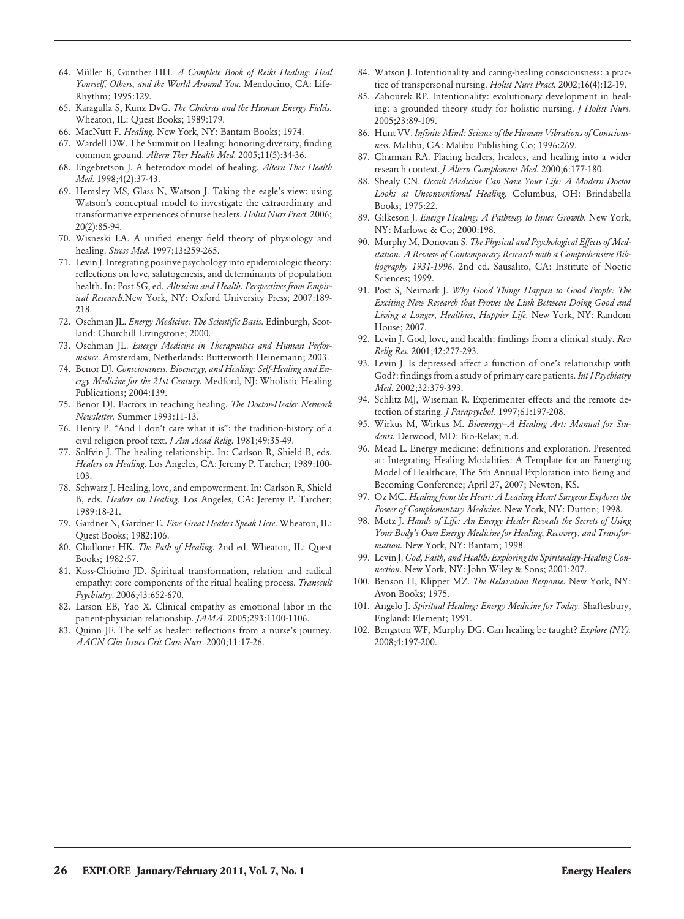64. Müller B, Gunther HH. *A Complete Book of Reiki Healing: Heal Yourself, Others, and the World Around You.* Mendocino, CA: LifeRhythm; 1995:129.
65. Karagulla S, Kunz DvG. *The Chakras and the Human Energy Fields.* Wheaton, IL: Quest Books; 1989:179.
66. MacNutt F. *Healing.* New York, NY: Bantam Books; 1974.
67. Wardell DW. The Summit on Healing: honoring diversity, finding common ground. *Altern Ther Health Med.* 2005;11(5):34-36.
68. Engebretson J. A heterodox model of healing. *Altern Ther Health Med.* 1998;4(2):37-43.
69. Hemsley MS, Glass N, Watson J. Taking the eagle's view: using Watson's conceptual model to investigate the extraordinary and transformative experiences of nurse healers. *Holist Nurs Pract.* 2006; 20(2):85-94.
70. Wisneski LA. A unified energy field theory of physiology and healing. *Stress Med.* 1997;13:259-265.
71. Levin J. Integrating positive psychology into epidemiologic theory: reflections on love, salutogenesis, and determinants of population health. In: Post SG, ed. *Altruism and Health: Perspectives from Empirical Research.*New York, NY: Oxford University Press; 2007:189-218.
72. Oschman JL. *Energy Medicine: The Scientific Basis.* Edinburgh, Scotland: Churchill Livingstone; 2000.
73. Oschman JL. *Energy Medicine in Therapeutics and Human Performance.* Amsterdam, Netherlands: Butterworth Heinemann; 2003.
74. Benor DJ. *Consciousness, Bioenergy, and Healing: Self-Healing and Energy Medicine for the 21st Century.* Medford, NJ: Wholistic Healing Publications; 2004:139.
75. Benor DJ. Factors in teaching healing. *The Doctor-Healer Network Newsletter.* Summer 1993:11-13.
76. Henry P. "And I don't care what it is": the tradition-history of a civil religion proof text. *J Am Acad Relig.* 1981;49:35-49.
77. Solfvin J. The healing relationship. In: Carlson R, Shield B, eds. *Healers on Healing.* Los Angeles, CA: Jeremy P. Tarcher; 1989:100-103.
78. Schwarz J. Healing, love, and empowerment. In: Carlson R, Shield B, eds. *Healers on Healing.* Los Angeles, CA: Jeremy P. Tarcher; 1989:18-21.
79. Gardner N, Gardner E. *Five Great Healers Speak Here.* Wheaton, IL: Quest Books; 1982:106.
80. Challoner HK. *The Path of Healing.* 2nd ed. Wheaton, IL: Quest Books; 1982:57.
81. Koss-Chioino JD. Spiritual transformation, relation and radical empathy: core components of the ritual healing process. *Transcult Psychiatry.* 2006;43:652-670.
82. Larson EB, Yao X. Clinical empathy as emotional labor in the patient-physician relationship. *JAMA.* 2005;293:1100-1106.
83. Quinn JF. The self as healer: reflections from a nurse's journey. *AACN Clin Issues Crit Care Nurs.* 2000;11:17-26.
84. Watson J. Intentionality and caring-healing consciousness: a practice of transpersonal nursing. *Holist Nurs Pract.* 2002;16(4):12-19.
85. Zahourek RP. Intentionality: evolutionary development in healing: a grounded theory study for holistic nursing. *J Holist Nurs.* 2005;23:89-109.
86. Hunt VV. *Infinite Mind: Science of the Human Vibrations of Consciousness.* Malibu, CA: Malibu Publishing Co; 1996:269.
87. Charman RA. Placing healers, healees, and healing into a wider research context. *J Altern Complement Med.* 2000;6:177-180.
88. Shealy CN. *Occult Medicine Can Save Your Life: A Modern Doctor Looks at Unconventional Healing.* Columbus, OH: Brindabella Books; 1975:22.
89. Gilkeson J. *Energy Healing: A Pathway to Inner Growth.* New York, NY: Marlowe & Co; 2000:198.
90. Murphy M, Donovan S. *The Physical and Psychological Effects of Meditation: A Review of Contemporary Research with a Comprehensive Bibliography 1931-1996.* 2nd ed. Sausalito, CA: Institute of Noetic Sciences; 1999.
91. Post S, Neimark J. *Why Good Things Happen to Good People: The Exciting New Research that Proves the Link Between Doing Good and Living a Longer, Healthier, Happier Life.* New York, NY: Random House; 2007.
92. Levin J. God, love, and health: findings from a clinical study. *Rev Relig Res.* 2001;42:277-293.
93. Levin J. Is depressed affect a function of one's relationship with God?: findings from a study of primary care patients. *Int J Psychiatry Med.* 2002;32:379-393.
94. Schlitz MJ, Wiseman R. Experimenter effects and the remote detection of staring. *J Parapsychol.* 1997;61:197-208.
95. Wirkus M, Wirkus M. *Bioenergy–A Healing Art: Manual for Students.* Derwood, MD: Bio-Relax; n.d.
96. Mead L. Energy medicine: definitions and exploration. Presented at: Integrating Healing Modalities: A Template for an Emerging Model of Healthcare, The 5th Annual Exploration into Being and Becoming Conference; April 27, 2007; Newton, KS.
97. Oz MC. *Healing from the Heart: A Leading Heart Surgeon Explores the Power of Complementary Medicine.* New York, NY: Dutton; 1998.
98. Motz J. *Hands of Life: An Energy Healer Reveals the Secrets of Using Your Body's Own Energy Medicine for Healing, Recovery, and Transformation.* New York, NY: Bantam; 1998.
99. Levin J. *God, Faith, and Health: Exploring the Spirituality-Healing Connection.* New York, NY: John Wiley & Sons; 2001:207.
100. Benson H, Klipper MZ. *The Relaxation Response.* New York, NY: Avon Books; 1975.
101. Angelo J. *Spiritual Healing: Energy Medicine for Today.* Shaftesbury, England: Element; 1991.
102. Bengston WF, Murphy DG. Can healing be taught? *Explore (NY).* 2008;4:197-200.